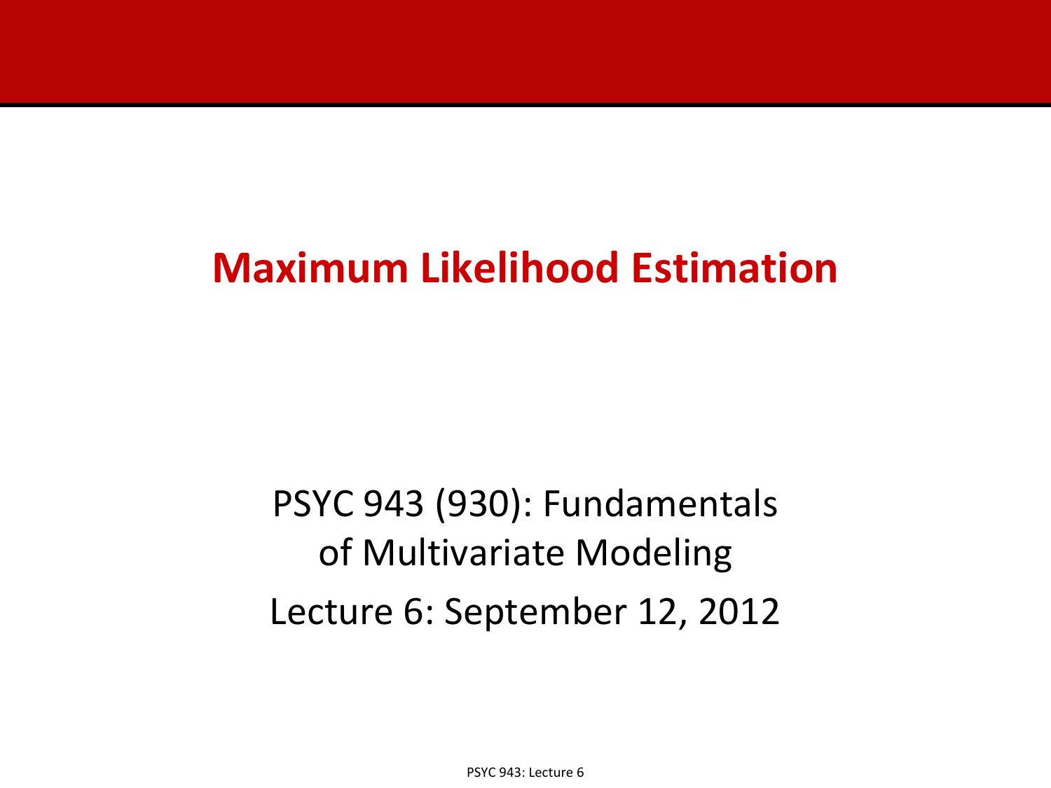# Maximum Likelihood Estimation

PSYC 943 (930): Fundamentals of Multivariate Modeling

Lecture 6: September 12, 2012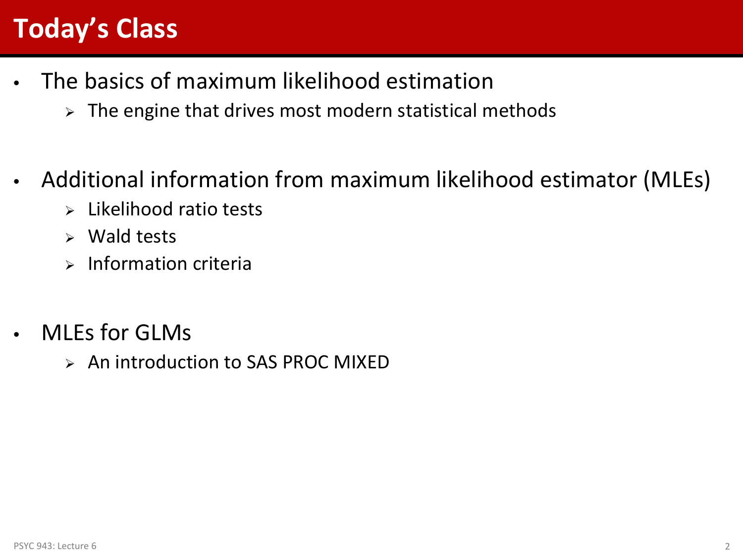# Today's Class

- The basics of maximum likelihood estimation
  - The engine that drives most modern statistical methods

- Additional information from maximum likelihood estimator (MLEs)
  - Likelihood ratio tests
  - Wald tests
  - Information criteria

- MLEs for GLMs
  - An introduction to SAS PROC MIXED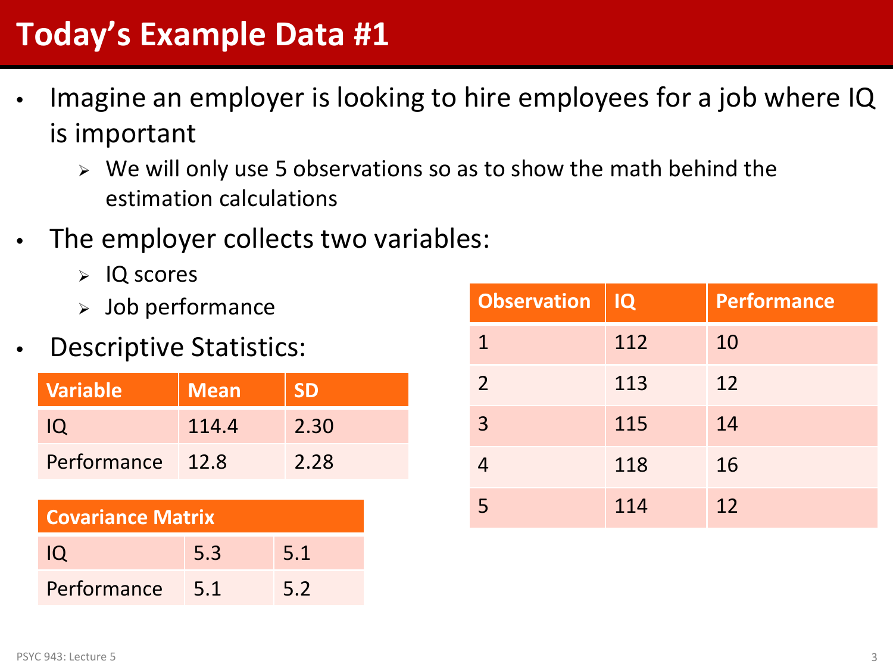# Today's Example Data #1

- Imagine an employer is looking to hire employees for a job where IQ is important
  - We will only use 5 observations so as to show the math behind the estimation calculations
- The employer collects two variables:
  - IQ scores
  - Job performance
- Descriptive Statistics:

| Variable | Mean | SD |
|---|---|---|
| IQ | 114.4 | 2.30 |
| Performance | 12.8 | 2.28 |

| Covariance Matrix | | |
|---|---|---|
| IQ | 5.3 | 5.1 |
| Performance | 5.1 | 5.2 |

| Observation | IQ | Performance |
|---|---|---|
| 1 | 112 | 10 |
| 2 | 113 | 12 |
| 3 | 115 | 14 |
| 4 | 118 | 16 |
| 5 | 114 | 12 |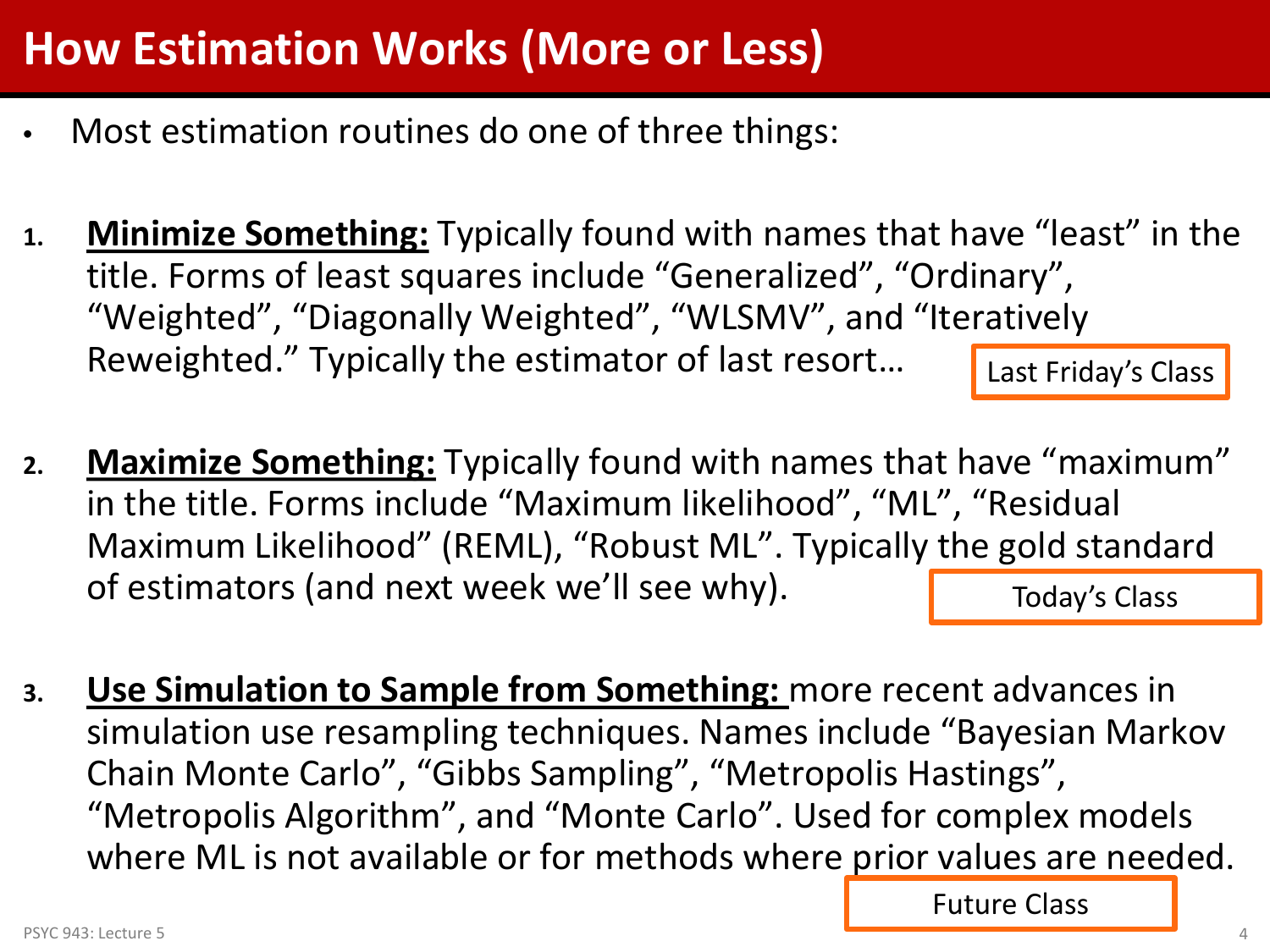# How Estimation Works (More or Less)

- Most estimation routines do one of three things:

1. **<u>Minimize Something:</u>** Typically found with names that have "least" in the title. Forms of least squares include "Generalized", "Ordinary", "Weighted", "Diagonally Weighted", "WLSMV", and "Iteratively Reweighted." Typically the estimator of last resort…

   Last Friday's Class

2. **<u>Maximize Something:</u>** Typically found with names that have "maximum" in the title. Forms include "Maximum likelihood", "ML", "Residual Maximum Likelihood" (REML), "Robust ML". Typically the gold standard of estimators (and next week we'll see why).

   Today's Class

3. **<u>Use Simulation to Sample from Something:</u>** more recent advances in simulation use resampling techniques. Names include "Bayesian Markov Chain Monte Carlo", "Gibbs Sampling", "Metropolis Hastings", "Metropolis Algorithm", and "Monte Carlo". Used for complex models where ML is not available or for methods where prior values are needed.

   Future Class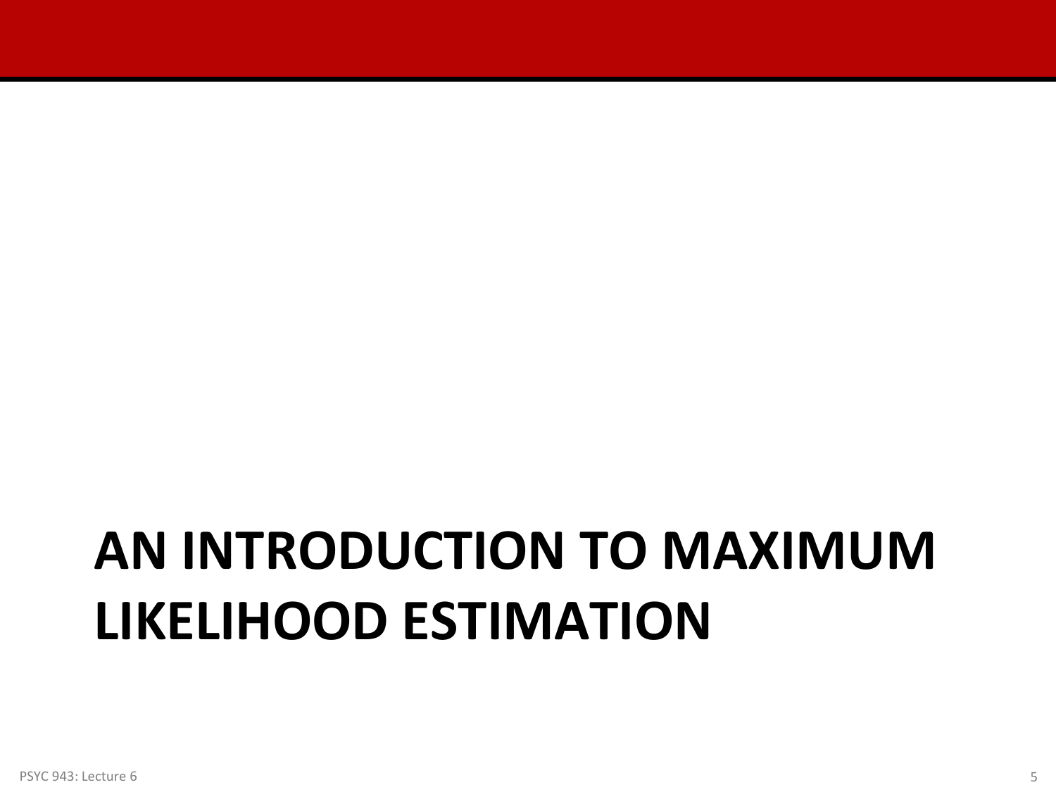# AN INTRODUCTION TO MAXIMUM LIKELIHOOD ESTIMATION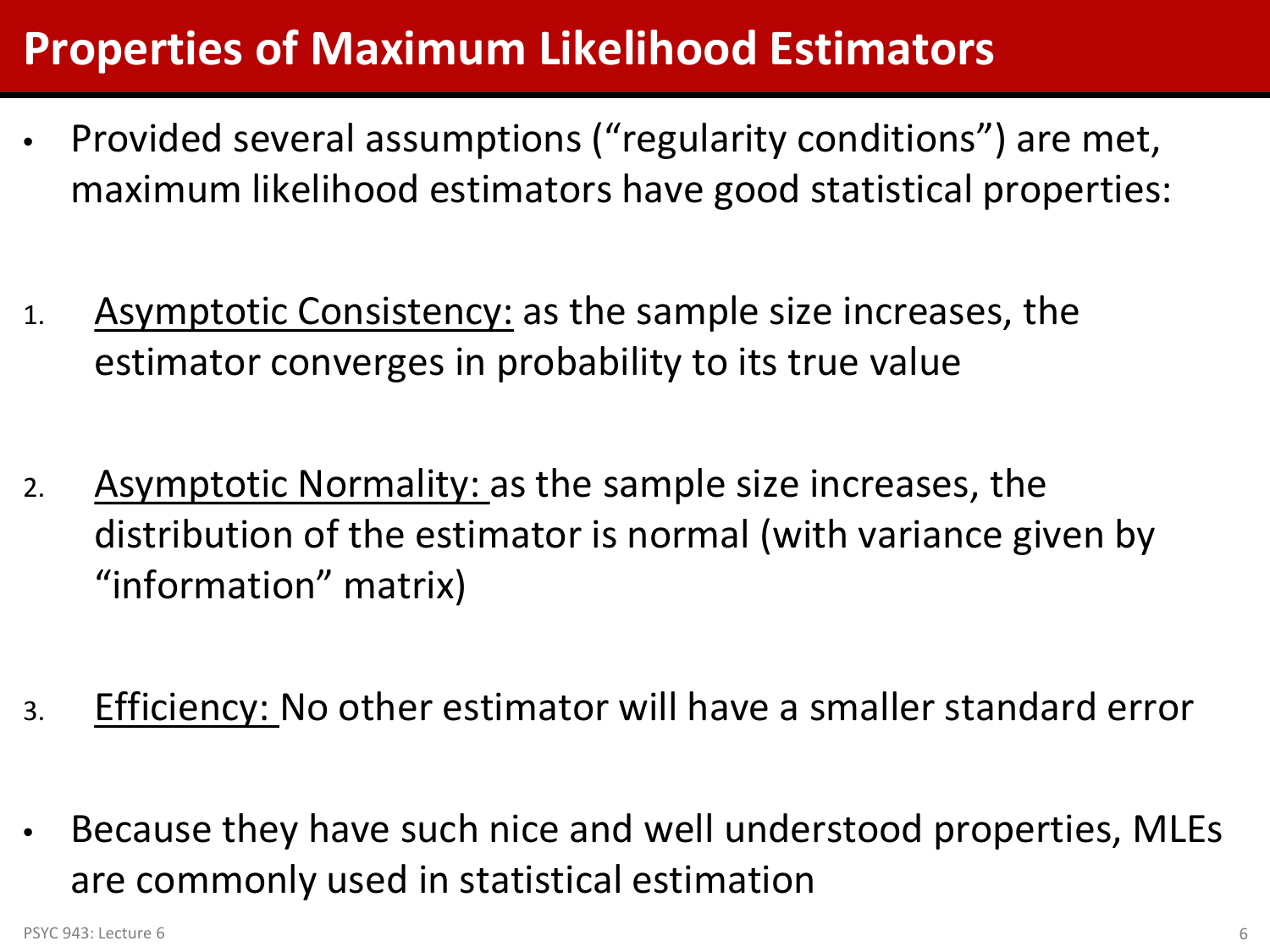# Properties of Maximum Likelihood Estimators

- Provided several assumptions ("regularity conditions") are met, maximum likelihood estimators have good statistical properties:

1. Asymptotic Consistency: as the sample size increases, the estimator converges in probability to its true value

2. Asymptotic Normality: as the sample size increases, the distribution of the estimator is normal (with variance given by "information" matrix)

3. Efficiency: No other estimator will have a smaller standard error

- Because they have such nice and well understood properties, MLEs are commonly used in statistical estimation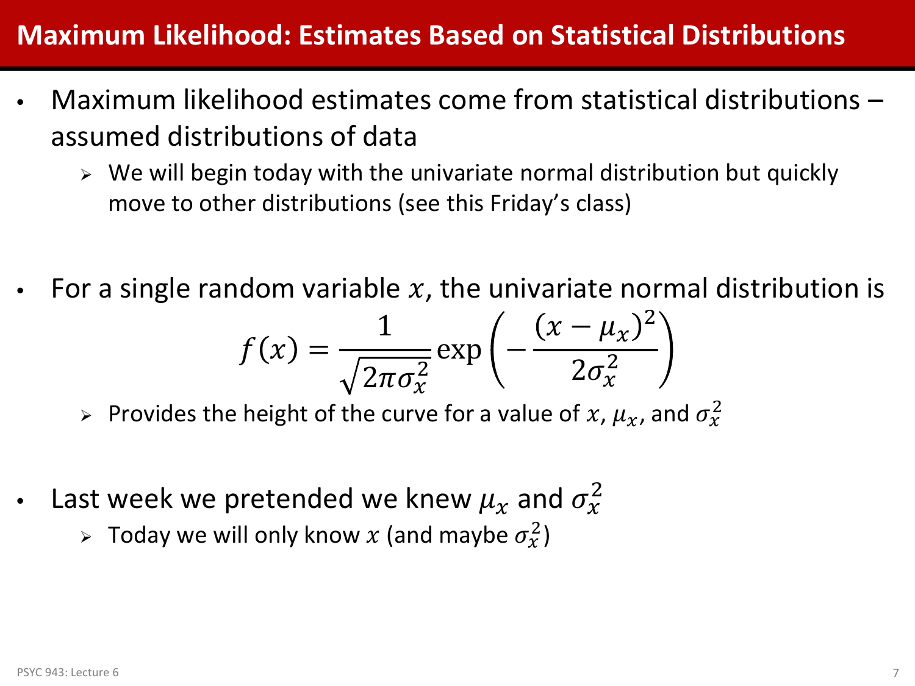# Maximum Likelihood: Estimates Based on Statistical Distributions

- Maximum likelihood estimates come from statistical distributions – assumed distributions of data
  - We will begin today with the univariate normal distribution but quickly move to other distributions (see this Friday's class)

- For a single random variable $x$, the univariate normal distribution is

$$f(x) = \frac{1}{\sqrt{2\pi\sigma_x^2}} \exp\left(-\frac{(x-\mu_x)^2}{2\sigma_x^2}\right)$$

  - Provides the height of the curve for a value of $x$, $\mu_x$, and $\sigma_x^2$

- Last week we pretended we knew $\mu_x$ and $\sigma_x^2$
  - Today we will only know $x$ (and maybe $\sigma_x^2$)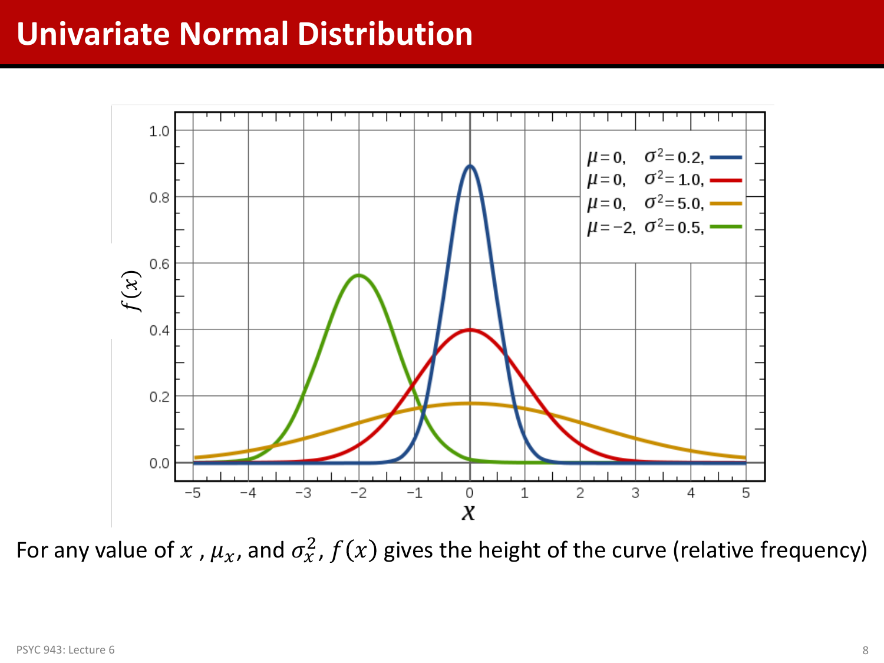# Univariate Normal Distribution

For any value of $x$ , $\mu_x$, and $\sigma_x^2$, $f(x)$ gives the height of the curve (relative frequency)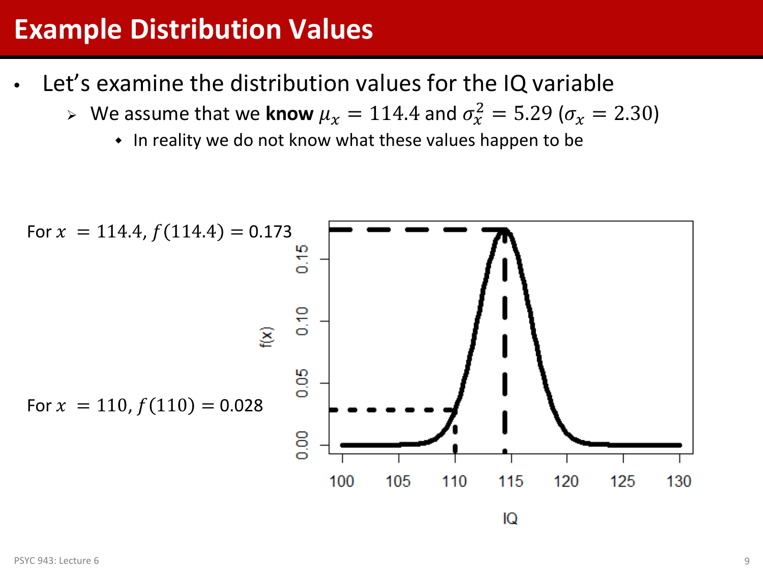# Example Distribution Values

- Let's examine the distribution values for the IQ variable
  - We assume that we **know** $\mu_x = 114.4$ and $\sigma_x^2 = 5.29$ ($\sigma_x = 2.30$)
    - In reality we do not know what these values happen to be

For $x = 114.4$, $f(114.4) = 0.173$

For $x = 110$, $f(110) = 0.028$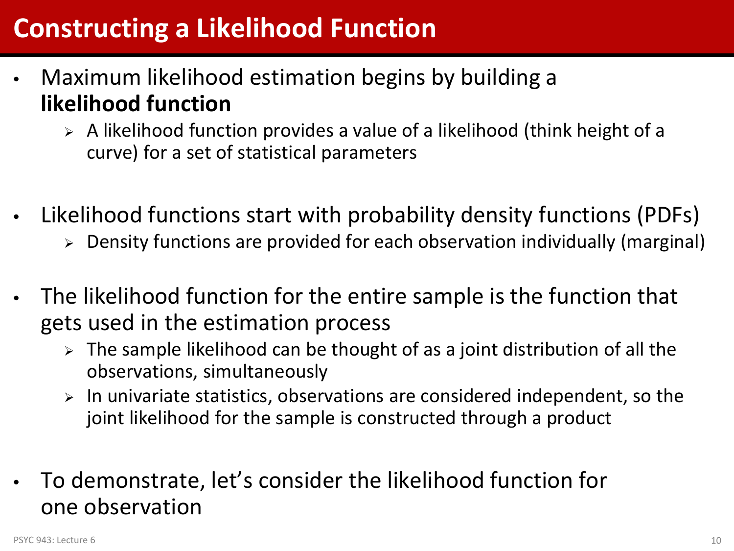# Constructing a Likelihood Function

- Maximum likelihood estimation begins by building a **likelihood function**
  - A likelihood function provides a value of a likelihood (think height of a curve) for a set of statistical parameters
- Likelihood functions start with probability density functions (PDFs)
  - Density functions are provided for each observation individually (marginal)
- The likelihood function for the entire sample is the function that gets used in the estimation process
  - The sample likelihood can be thought of as a joint distribution of all the observations, simultaneously
  - In univariate statistics, observations are considered independent, so the joint likelihood for the sample is constructed through a product
- To demonstrate, let's consider the likelihood function for one observation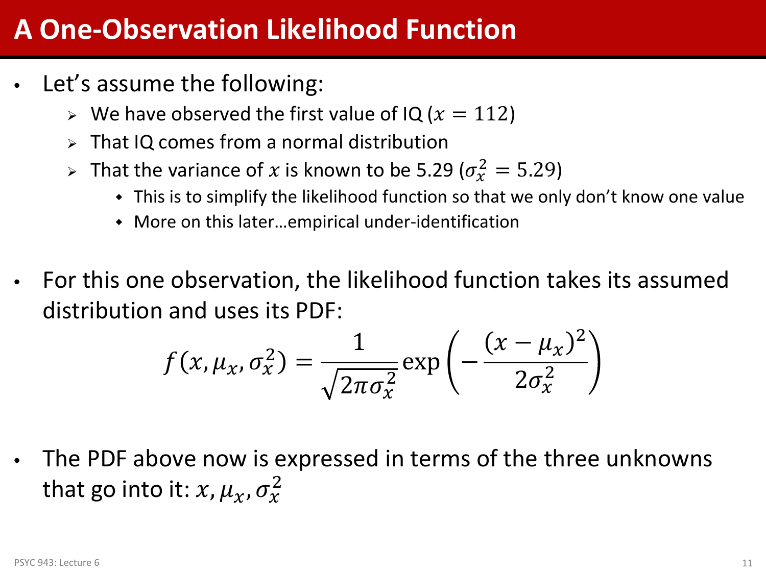# A One-Observation Likelihood Function

- Let's assume the following:
  - We have observed the first value of IQ ($x = 112$)
  - That IQ comes from a normal distribution
  - That the variance of $x$ is known to be 5.29 ($\sigma_x^2 = 5.29$)
    - This is to simplify the likelihood function so that we only don't know one value
    - More on this later…empirical under-identification

- For this one observation, the likelihood function takes its assumed distribution and uses its PDF:

$$f(x, \mu_x, \sigma_x^2) = \frac{1}{\sqrt{2\pi\sigma_x^2}} \exp\left(-\frac{(x - \mu_x)^2}{2\sigma_x^2}\right)$$

- The PDF above now is expressed in terms of the three unknowns that go into it: $x, \mu_x, \sigma_x^2$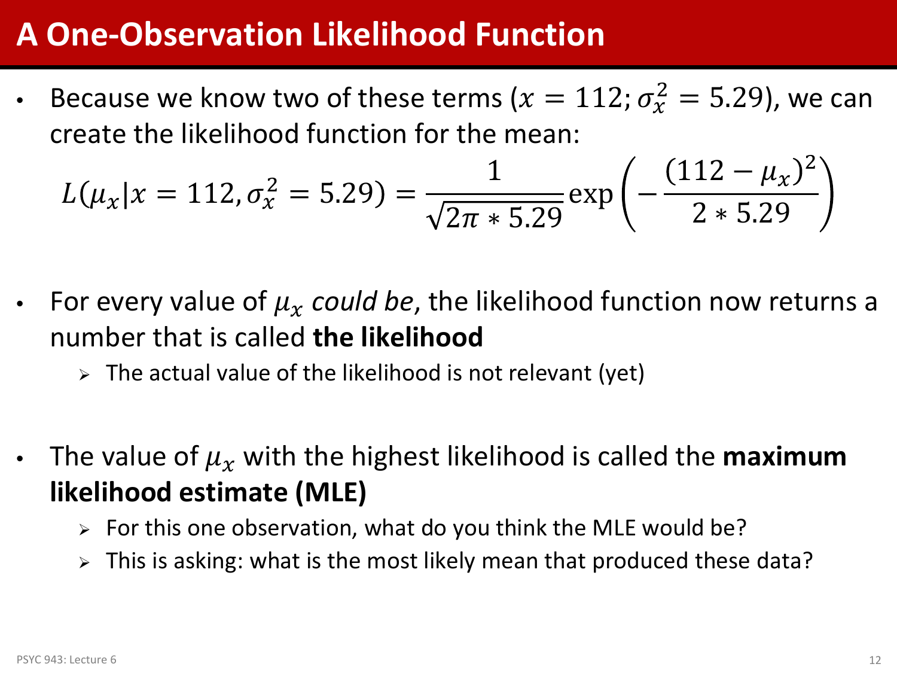# A One-Observation Likelihood Function

- Because we know two of these terms ($x = 112; \sigma_x^2 = 5.29$), we can create the likelihood function for the mean:

$$L(\mu_x | x = 112, \sigma_x^2 = 5.29) = \frac{1}{\sqrt{2\pi * 5.29}} \exp\left(-\frac{(112 - \mu_x)^2}{2 * 5.29}\right)$$

- For every value of $\mu_x$ *could be*, the likelihood function now returns a number that is called **the likelihood**
  - The actual value of the likelihood is not relevant (yet)

- The value of $\mu_x$ with the highest likelihood is called the **maximum likelihood estimate (MLE)**
  - For this one observation, what do you think the MLE would be?
  - This is asking: what is the most likely mean that produced these data?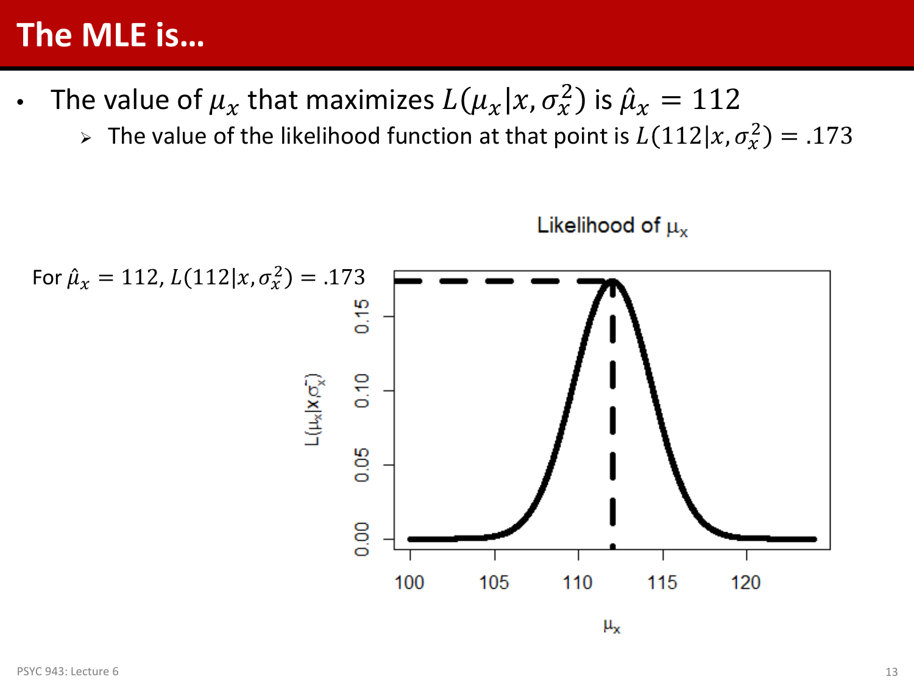# The MLE is…

- The value of $\mu_x$ that maximizes $L(\mu_x|x,\sigma_x^2)$ is $\hat{\mu}_x = 112$
  - The value of the likelihood function at that point is $L(112|x,\sigma_x^2) = .173$

For $\hat{\mu}_x = 112$, $L(112|x,\sigma_x^2) = .173$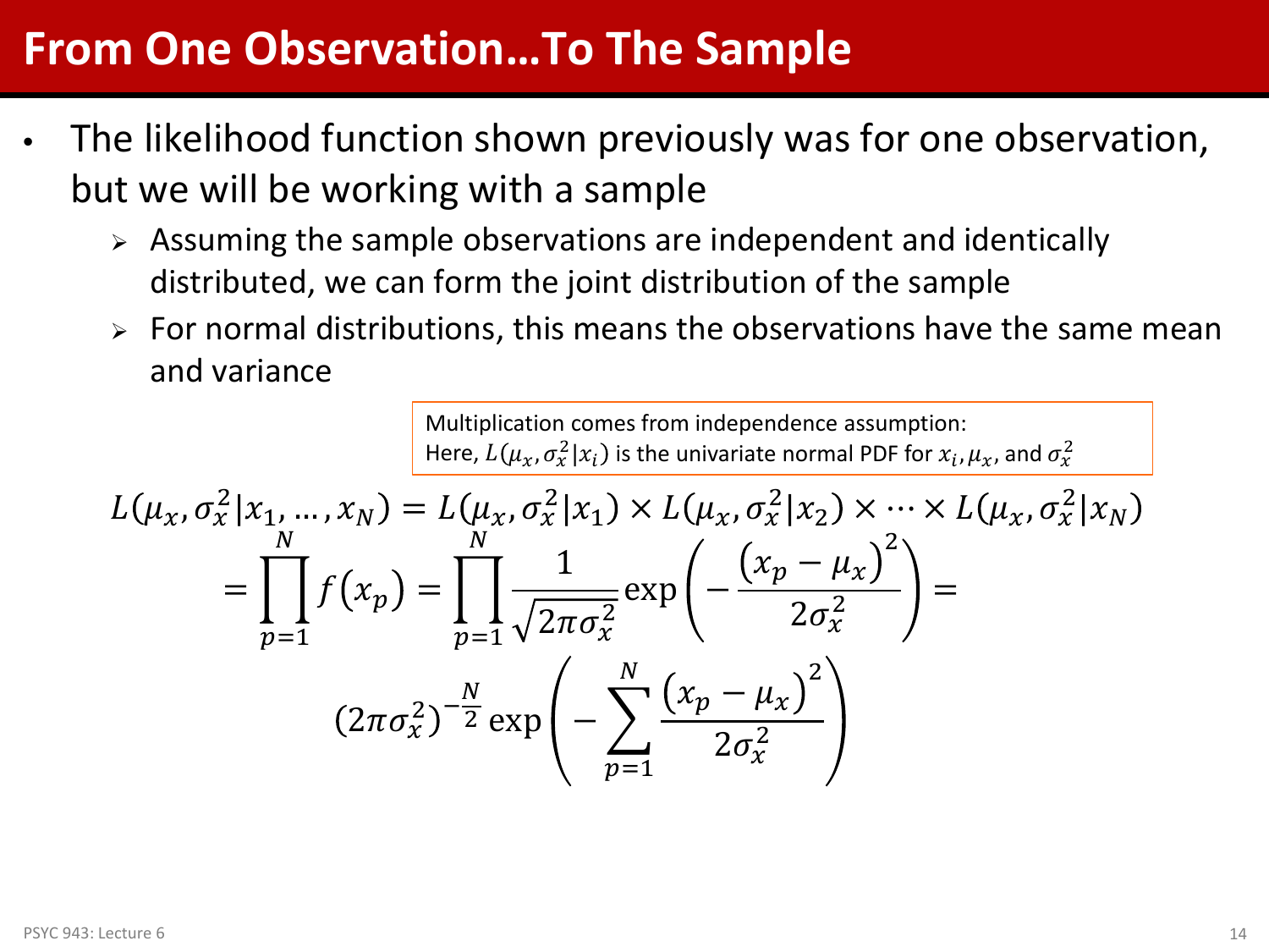# From One Observation…To The Sample

- The likelihood function shown previously was for one observation, but we will be working with a sample
  - Assuming the sample observations are independent and identically distributed, we can form the joint distribution of the sample
  - For normal distributions, this means the observations have the same mean and variance

Multiplication comes from independence assumption:
Here, $L(\mu_x, \sigma_x^2 | x_i)$ is the univariate normal PDF for $x_i, \mu_x$, and $\sigma_x^2$

$$L(\mu_x, \sigma_x^2 | x_1, \ldots, x_N) = L(\mu_x, \sigma_x^2 | x_1) \times L(\mu_x, \sigma_x^2 | x_2) \times \cdots \times L(\mu_x, \sigma_x^2 | x_N)$$

$$= \prod_{p=1}^{N} f(x_p) = \prod_{p=1}^{N} \frac{1}{\sqrt{2\pi\sigma_x^2}} \exp\left(-\frac{\left(x_p - \mu_x\right)^2}{2\sigma_x^2}\right) =$$

$$(2\pi\sigma_x^2)^{-\frac{N}{2}} \exp\left(-\sum_{p=1}^{N} \frac{\left(x_p - \mu_x\right)^2}{2\sigma_x^2}\right)$$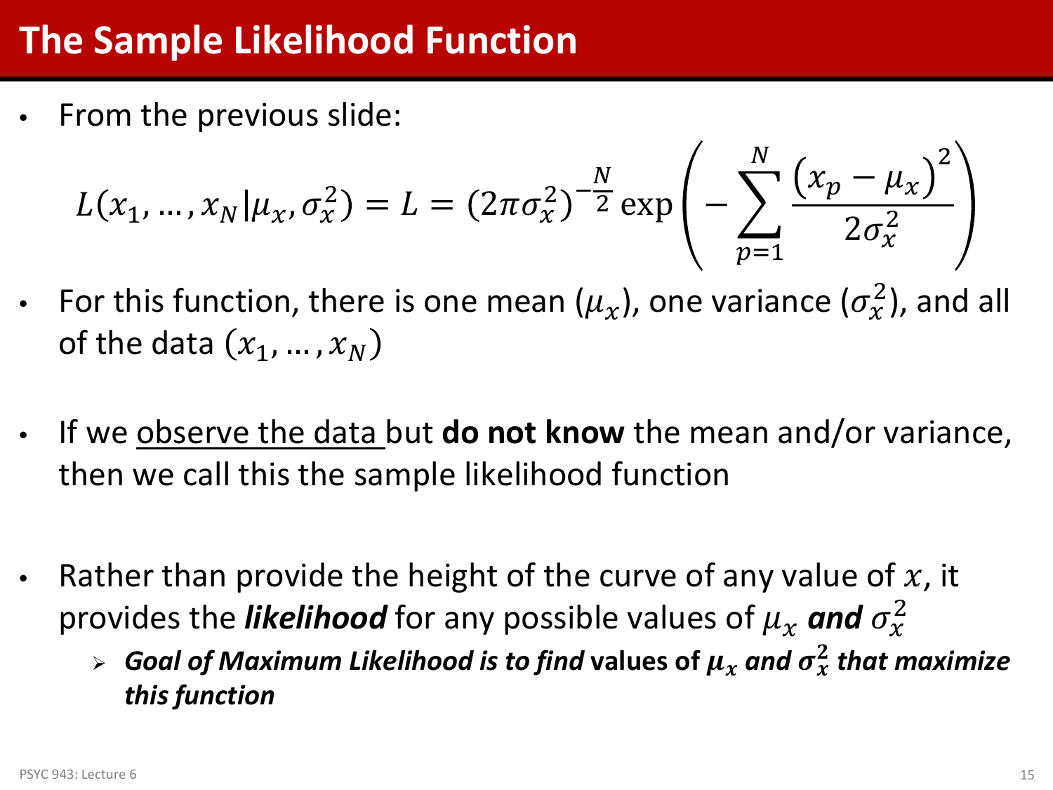# The Sample Likelihood Function

- From the previous slide:

$$L(x_1, \dots, x_N | \mu_x, \sigma_x^2) = L = (2\pi\sigma_x^2)^{-\frac{N}{2}} \exp\left(-\sum_{p=1}^{N} \frac{\left(x_p - \mu_x\right)^2}{2\sigma_x^2}\right)$$

- For this function, there is one mean ($\mu_x$), one variance ($\sigma_x^2$), and all of the data $(x_1, \dots, x_N)$

- If we observe the data but **do not know** the mean and/or variance, then we call this the sample likelihood function

- Rather than provide the height of the curve of any value of $x$, it provides the ***likelihood*** for any possible values of $\mu_x$ ***and*** $\sigma_x^2$
  - ***Goal of Maximum Likelihood is to find* values of $\mu_x$ *and* $\sigma_x^2$ *that maximize this function***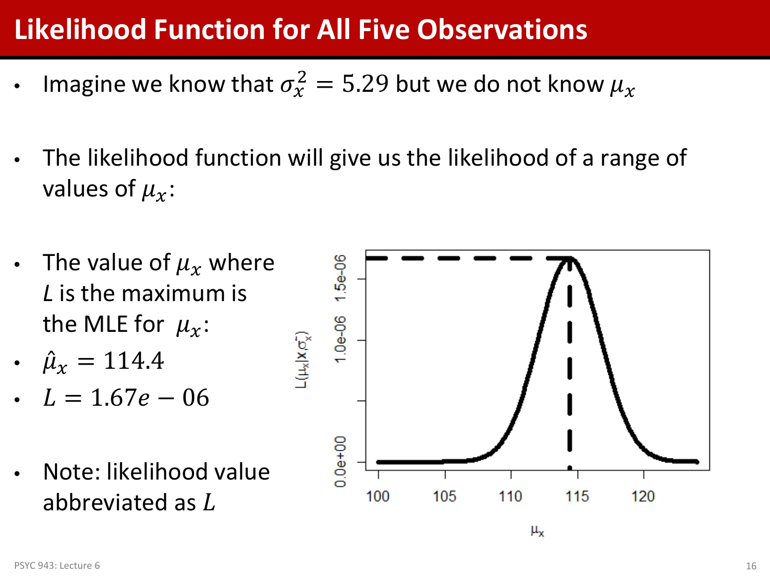# Likelihood Function for All Five Observations

- Imagine we know that $\sigma_x^2 = 5.29$ but we do not know $\mu_x$
- The likelihood function will give us the likelihood of a range of values of $\mu_x$:
- The value of $\mu_x$ where $L$ is the maximum is the MLE for $\mu_x$:
- $\hat{\mu}_x = 114.4$
- $L = 1.67e-06$
- Note: likelihood value abbreviated as $L$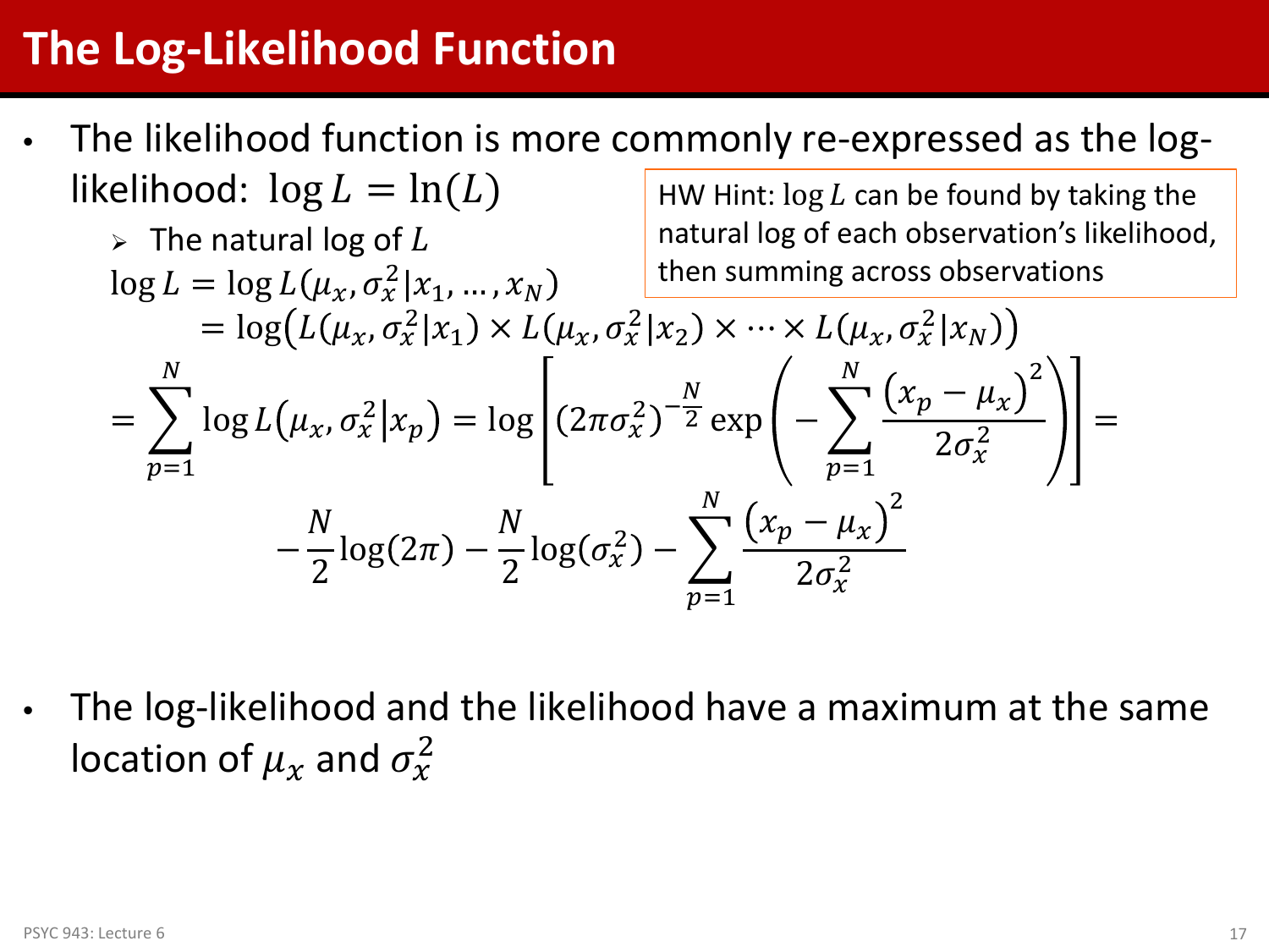# The Log-Likelihood Function

- The likelihood function is more commonly re-expressed as the log-likelihood: $\log L = \ln(L)$
  - The natural log of $L$

> HW Hint: $\log L$ can be found by taking the natural log of each observation's likelihood, then summing across observations

$$\log L = \log L(\mu_x, \sigma_x^2 | x_1, \dots, x_N)$$

$$= \log\left(L(\mu_x, \sigma_x^2 | x_1) \times L(\mu_x, \sigma_x^2 | x_2) \times \cdots \times L(\mu_x, \sigma_x^2 | x_N)\right)$$

$$= \sum_{p=1}^{N} \log L(\mu_x, \sigma_x^2 | x_p) = \log\left[(2\pi\sigma_x^2)^{-\frac{N}{2}} \exp\left(-\sum_{p=1}^{N} \frac{(x_p - \mu_x)^2}{2\sigma_x^2}\right)\right] =$$

$$-\frac{N}{2}\log(2\pi) - \frac{N}{2}\log(\sigma_x^2) - \sum_{p=1}^{N} \frac{(x_p - \mu_x)^2}{2\sigma_x^2}$$

- The log-likelihood and the likelihood have a maximum at the same location of $\mu_x$ and $\sigma_x^2$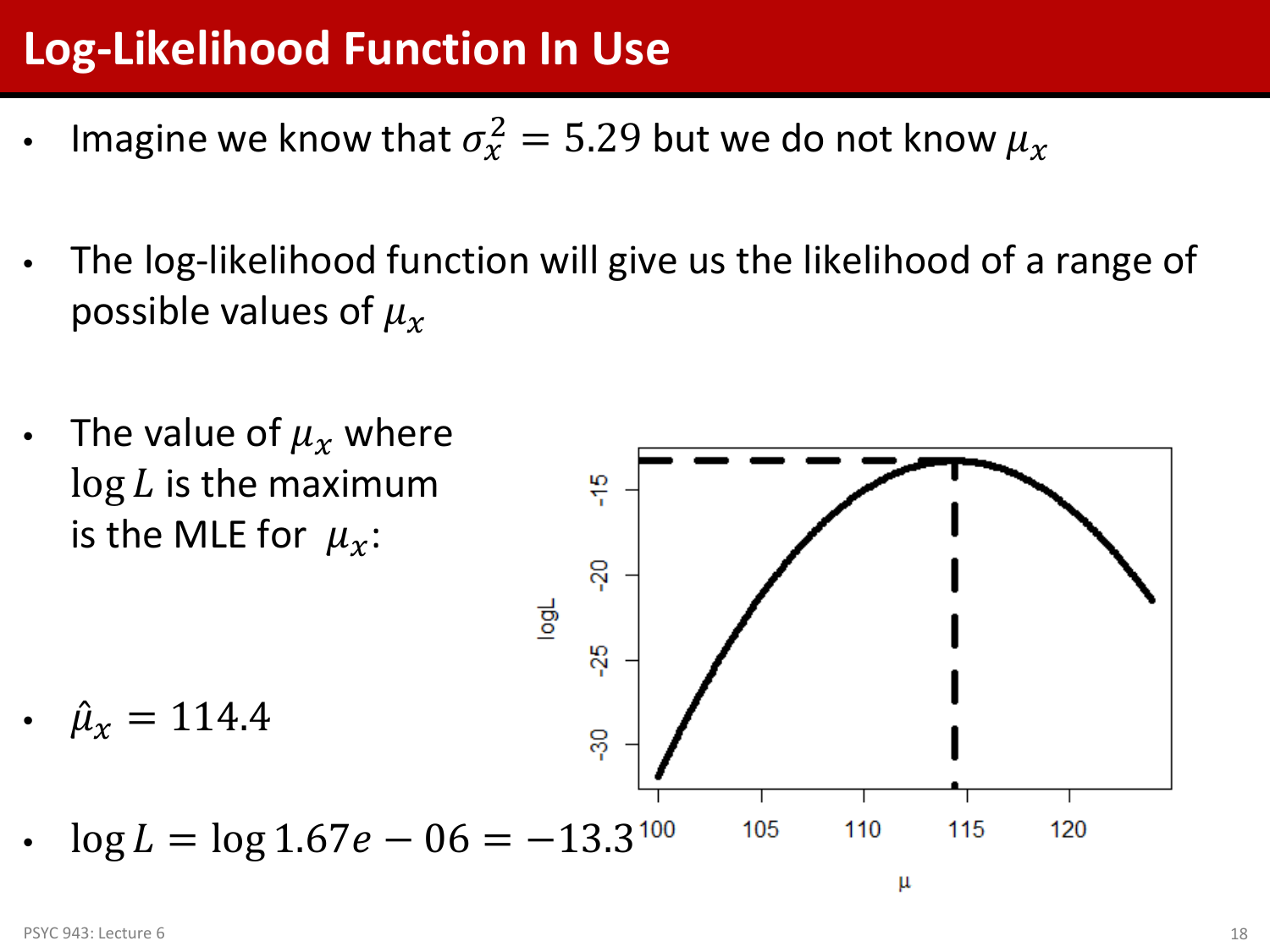# Log-Likelihood Function In Use

- Imagine we know that $\sigma_x^2 = 5.29$ but we do not know $\mu_x$

- The log-likelihood function will give us the likelihood of a range of possible values of $\mu_x$

- The value of $\mu_x$ where $\log L$ is the maximum is the MLE for $\mu_x$:

- $\hat{\mu}_x = 114.4$

- $\log L = \log 1.67e - 06 = -13.3$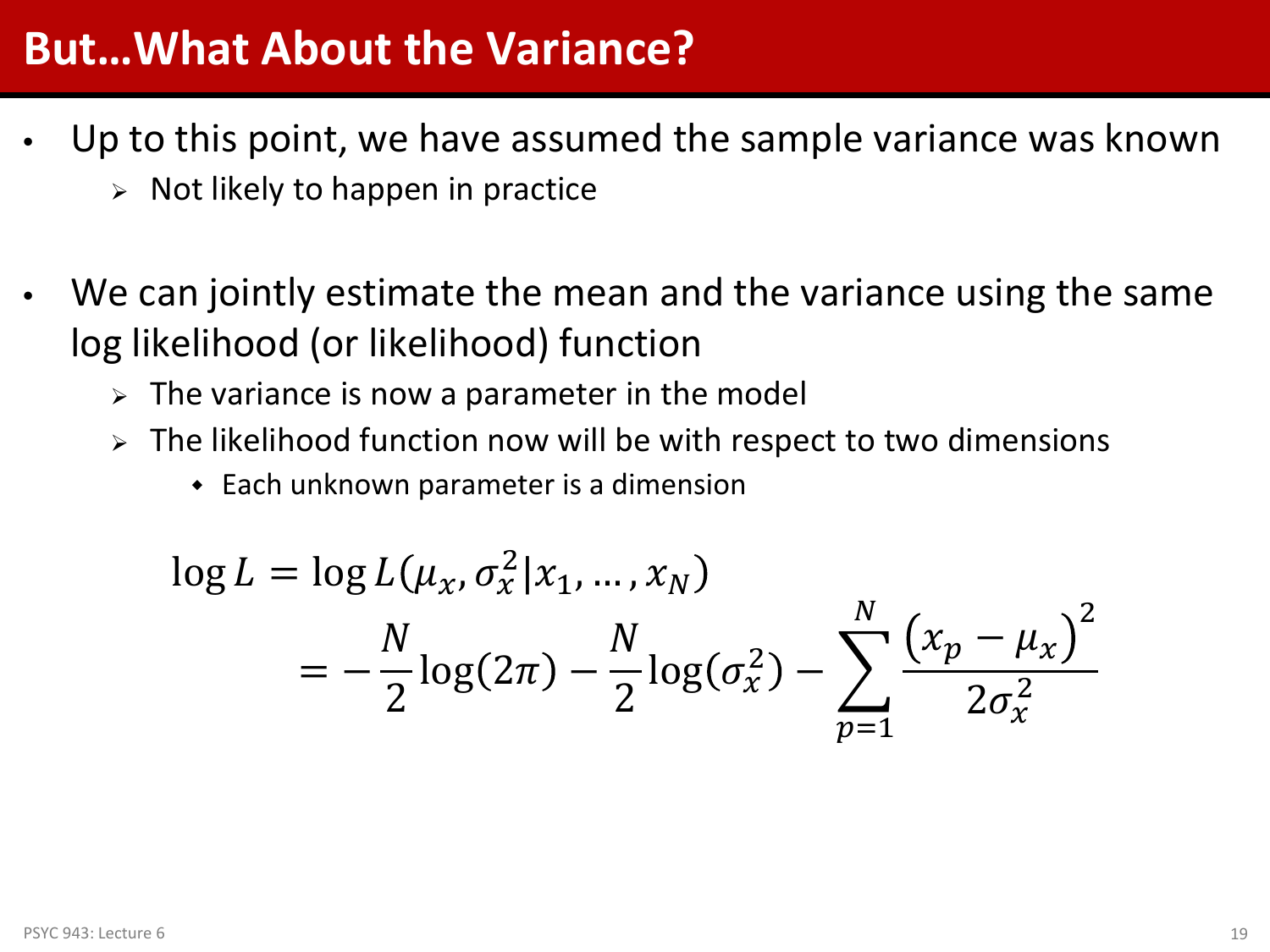# But…What About the Variance?

- Up to this point, we have assumed the sample variance was known
  - Not likely to happen in practice

- We can jointly estimate the mean and the variance using the same log likelihood (or likelihood) function
  - The variance is now a parameter in the model
  - The likelihood function now will be with respect to two dimensions
    - Each unknown parameter is a dimension

$$
\begin{aligned}
\log L &= \log L(\mu_x, \sigma_x^2 | x_1, \dots, x_N) \\
&= -\frac{N}{2}\log(2\pi) - \frac{N}{2}\log(\sigma_x^2) - \sum_{p=1}^{N} \frac{\left(x_p - \mu_x\right)^2}{2\sigma_x^2}
\end{aligned}
$$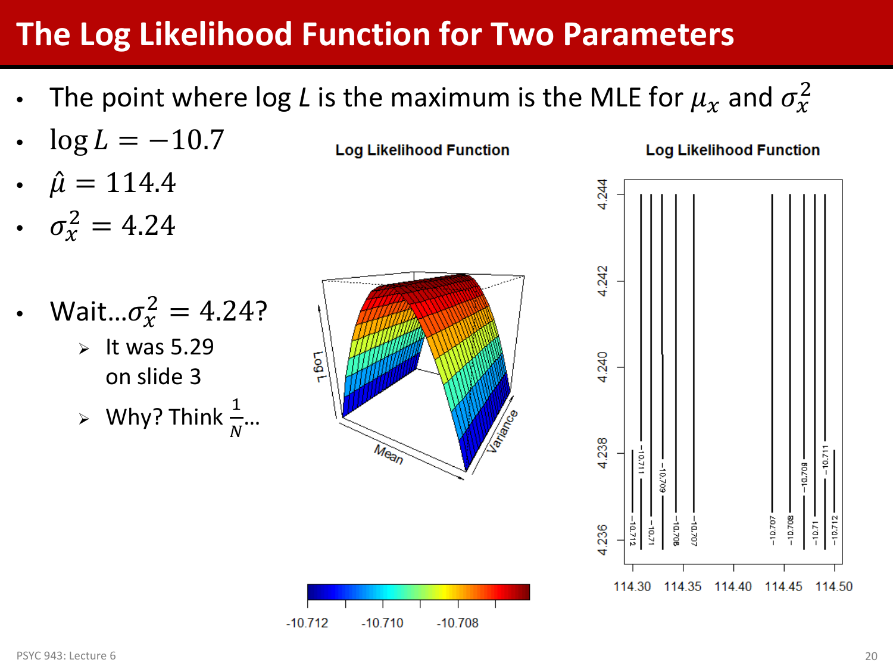# The Log Likelihood Function for Two Parameters

- The point where $\log L$ is the maximum is the MLE for $\mu_x$ and $\sigma_x^2$
- $\log L = -10.7$
- $\hat{\mu} = 114.4$
- $\sigma_x^2 = 4.24$
- Wait…$\sigma_x^2 = 4.24$?
  - It was 5.29 on slide 3
  - Why? Think $\frac{1}{N}$…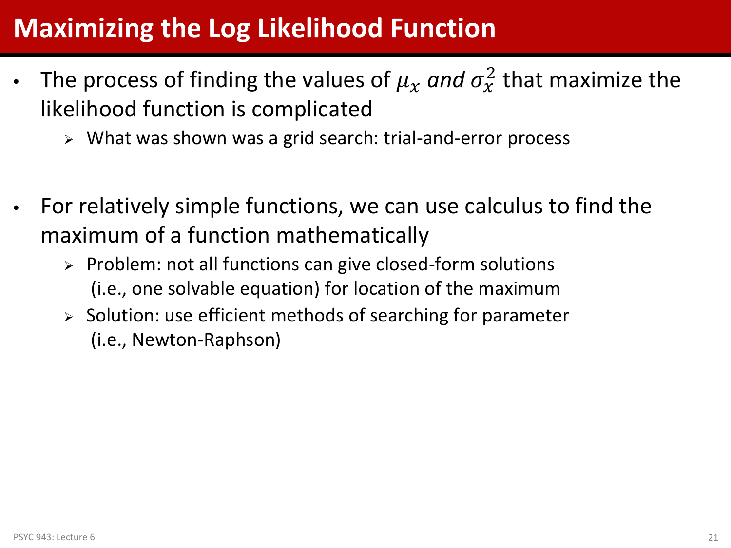# Maximizing the Log Likelihood Function

- The process of finding the values of $\mu_x$ *and* $\sigma_x^2$ that maximize the likelihood function is complicated
  - What was shown was a grid search: trial-and-error process

- For relatively simple functions, we can use calculus to find the maximum of a function mathematically
  - Problem: not all functions can give closed-form solutions (i.e., one solvable equation) for location of the maximum
  - Solution: use efficient methods of searching for parameter (i.e., Newton-Raphson)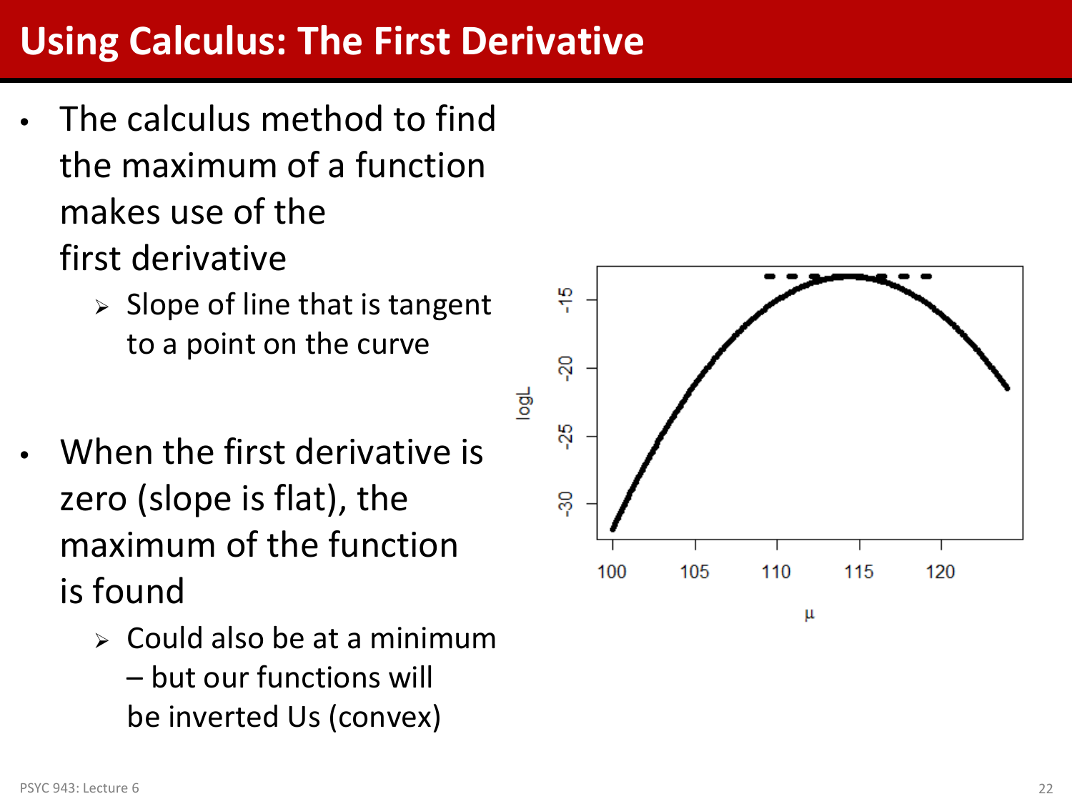# Using Calculus: The First Derivative

- The calculus method to find the maximum of a function makes use of the first derivative
  - Slope of line that is tangent to a point on the curve

- When the first derivative is zero (slope is flat), the maximum of the function is found
  - Could also be at a minimum – but our functions will be inverted Us (convex)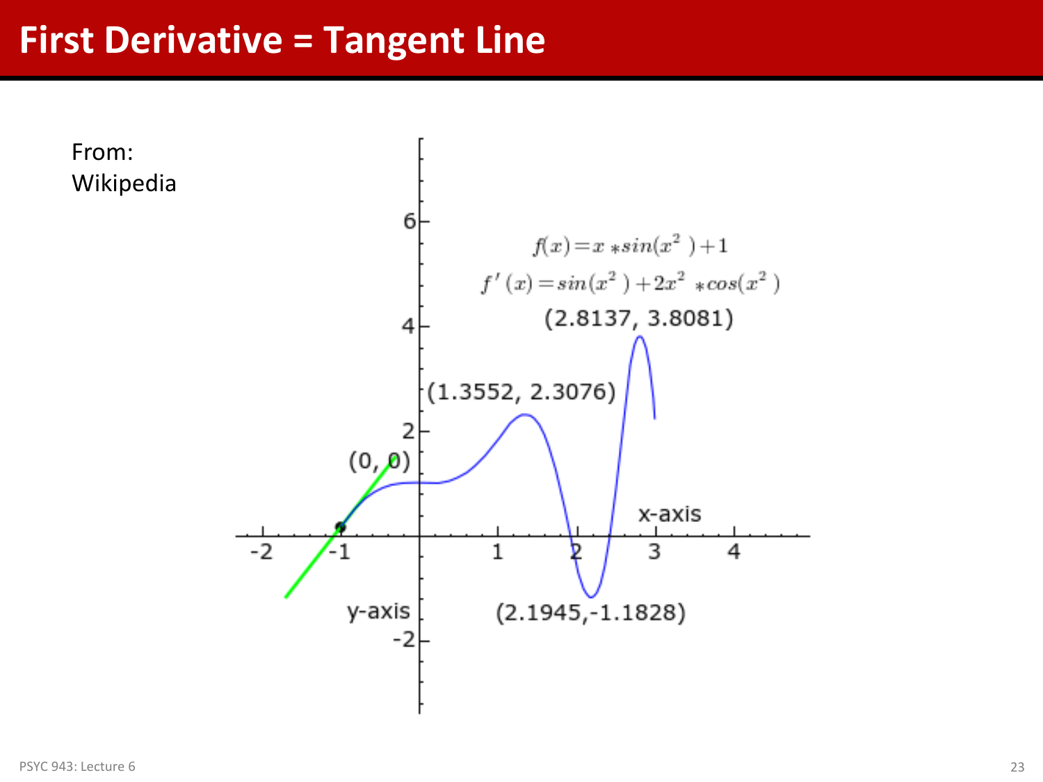# First Derivative = Tangent Line

From: Wikipedia

$$f(x) = x * sin(x^2) + 1$$

$$f'(x) = sin(x^2) + 2x^2 * cos(x^2)$$

(2.8137, 3.8081)

(1.3552, 2.3076)

(0, 0)

(2.1945, -1.1828)

x-axis

y-axis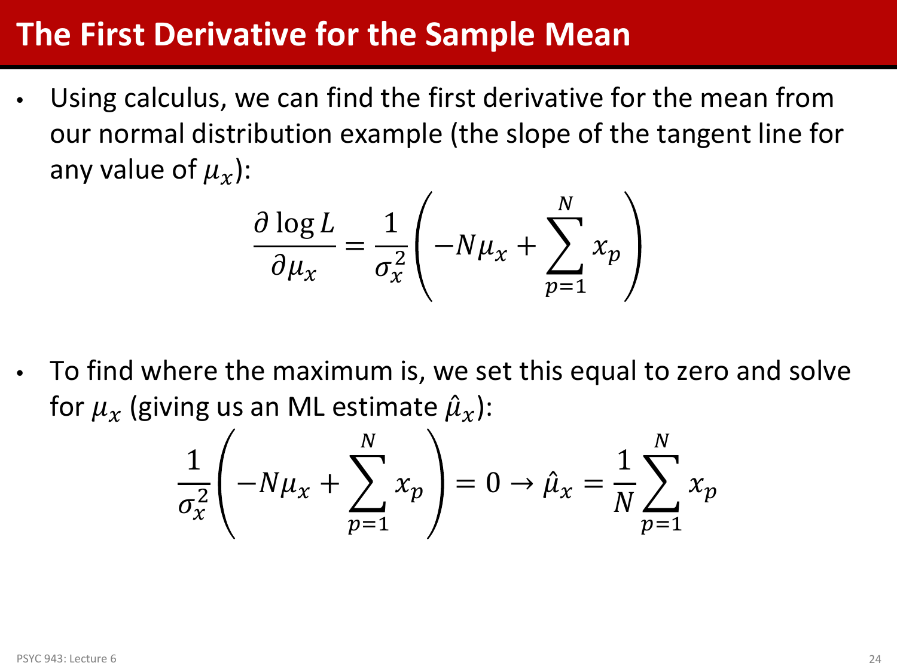# The First Derivative for the Sample Mean

- Using calculus, we can find the first derivative for the mean from our normal distribution example (the slope of the tangent line for any value of $\mu_x$):

$$\frac{\partial \log L}{\partial \mu_x} = \frac{1}{\sigma_x^2}\left(-N\mu_x + \sum_{p=1}^{N} x_p\right)$$

- To find where the maximum is, we set this equal to zero and solve for $\mu_x$ (giving us an ML estimate $\hat{\mu}_x$):

$$\frac{1}{\sigma_x^2}\left(-N\mu_x + \sum_{p=1}^{N} x_p\right) = 0 \rightarrow \hat{\mu}_x = \frac{1}{N}\sum_{p=1}^{N} x_p$$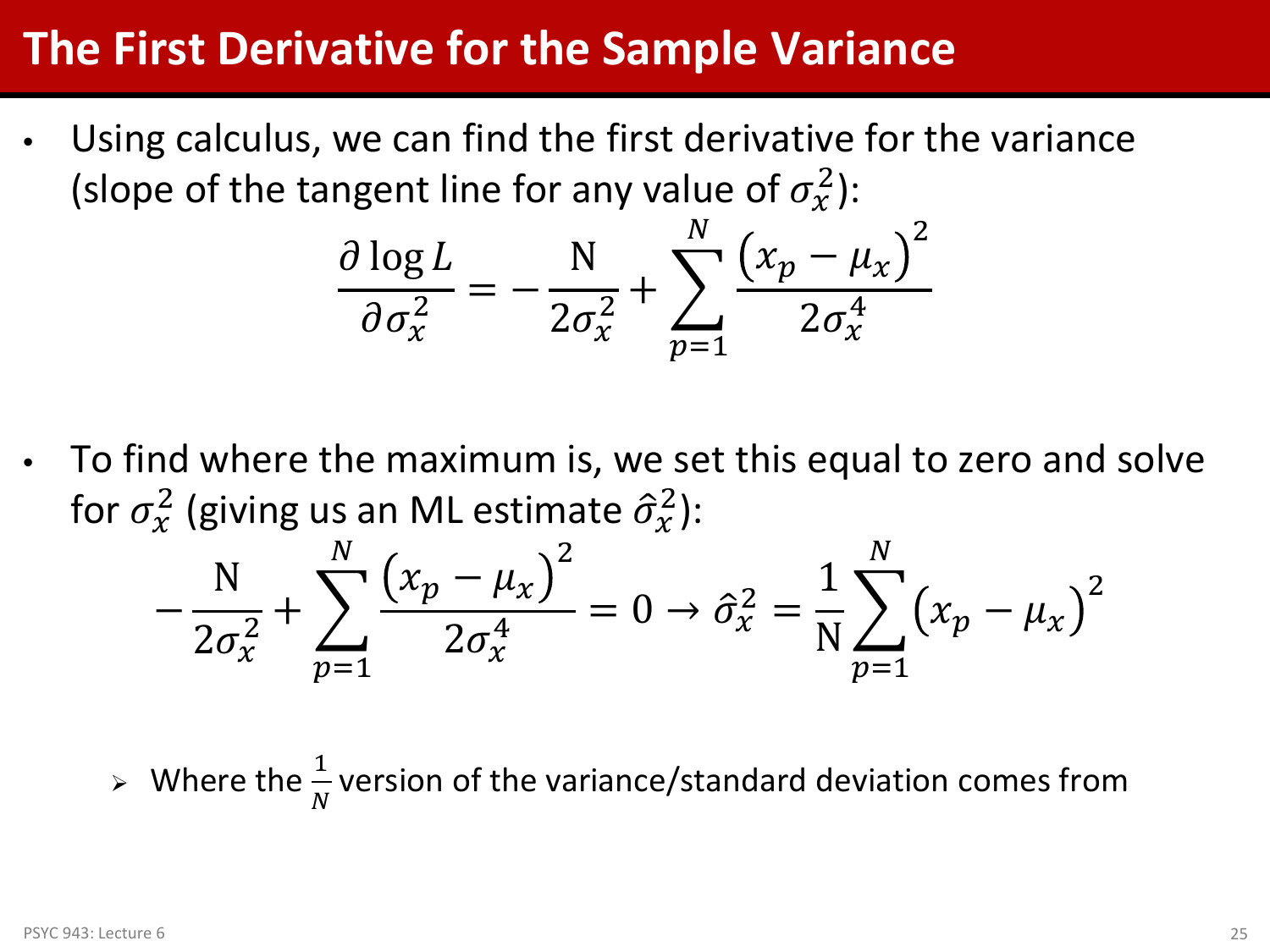# The First Derivative for the Sample Variance

- Using calculus, we can find the first derivative for the variance (slope of the tangent line for any value of $\sigma_x^2$):

$$\frac{\partial \log L}{\partial \sigma_x^2} = -\frac{\mathrm{N}}{2\sigma_x^2} + \sum_{p=1}^{N} \frac{\left(x_p - \mu_x\right)^2}{2\sigma_x^4}$$

- To find where the maximum is, we set this equal to zero and solve for $\sigma_x^2$ (giving us an ML estimate $\hat{\sigma}_x^2$):

$$-\frac{\mathrm{N}}{2\sigma_x^2} + \sum_{p=1}^{N} \frac{\left(x_p - \mu_x\right)^2}{2\sigma_x^4} = 0 \rightarrow \hat{\sigma}_x^2 = \frac{1}{\mathrm{N}} \sum_{p=1}^{N} \left(x_p - \mu_x\right)^2$$

  - Where the $\frac{1}{N}$ version of the variance/standard deviation comes from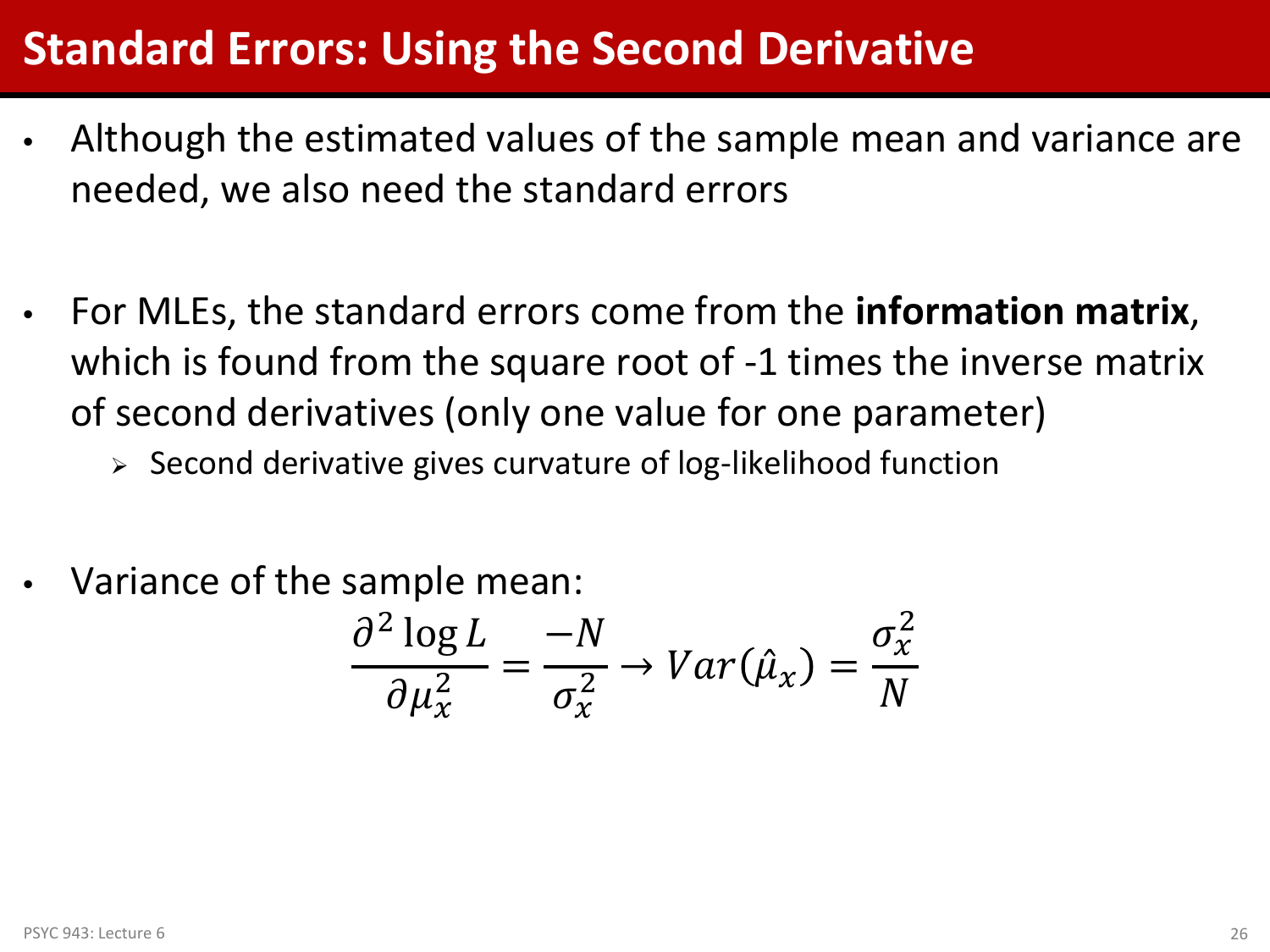# Standard Errors: Using the Second Derivative

- Although the estimated values of the sample mean and variance are needed, we also need the standard errors

- For MLEs, the standard errors come from the **information matrix**, which is found from the square root of -1 times the inverse matrix of second derivatives (only one value for one parameter)
  - Second derivative gives curvature of log-likelihood function

- Variance of the sample mean:

$$\frac{\partial^2 \log L}{\partial \mu_x^2} = \frac{-N}{\sigma_x^2} \rightarrow Var(\hat{\mu}_x) = \frac{\sigma_x^2}{N}$$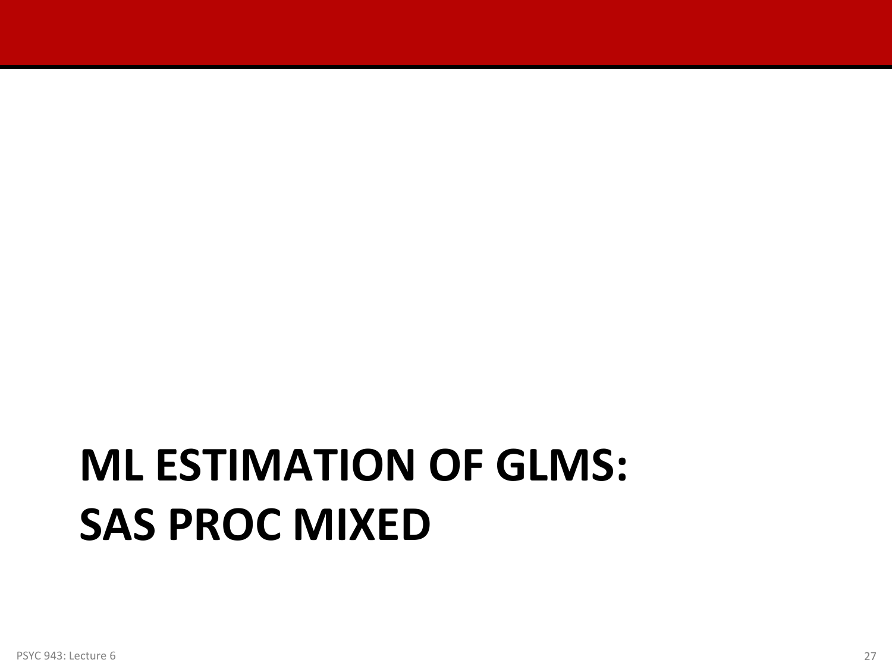# ML ESTIMATION OF GLMS: SAS PROC MIXED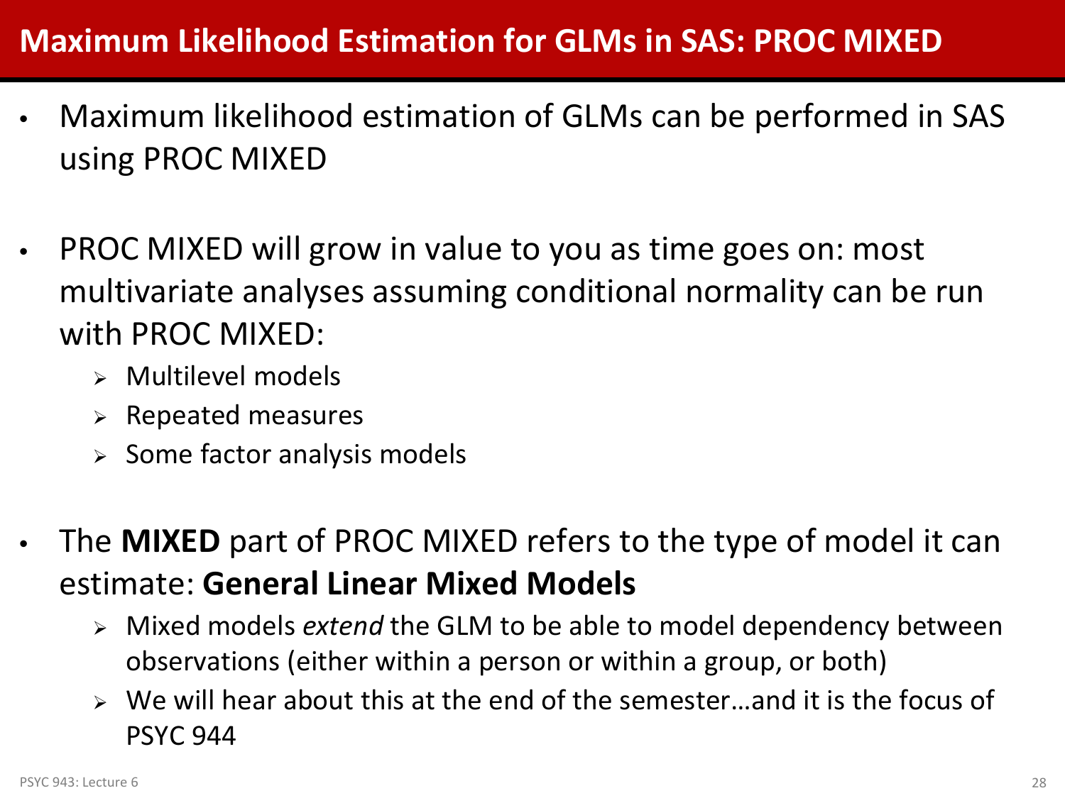# Maximum Likelihood Estimation for GLMs in SAS: PROC MIXED

- Maximum likelihood estimation of GLMs can be performed in SAS using PROC MIXED
- PROC MIXED will grow in value to you as time goes on: most multivariate analyses assuming conditional normality can be run with PROC MIXED:
  - Multilevel models
  - Repeated measures
  - Some factor analysis models
- The **MIXED** part of PROC MIXED refers to the type of model it can estimate: **General Linear Mixed Models**
  - Mixed models *extend* the GLM to be able to model dependency between observations (either within a person or within a group, or both)
  - We will hear about this at the end of the semester…and it is the focus of PSYC 944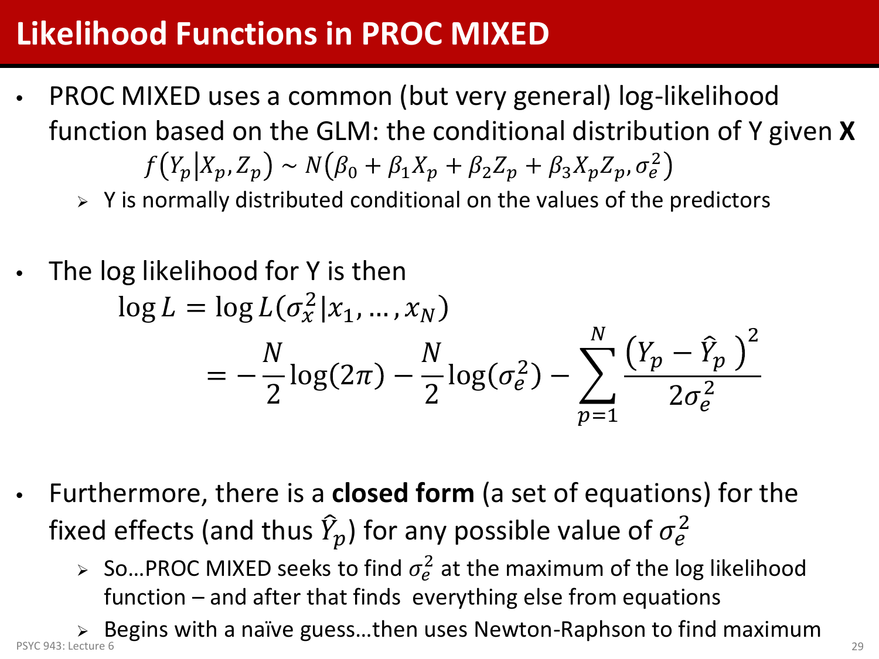# Likelihood Functions in PROC MIXED

- PROC MIXED uses a common (but very general) log-likelihood function based on the GLM: the conditional distribution of Y given **X**

$$f\left(Y_p \middle| X_p, Z_p\right) \sim N\left(\beta_0 + \beta_1 X_p + \beta_2 Z_p + \beta_3 X_p Z_p, \sigma_e^2\right)$$

  - Y is normally distributed conditional on the values of the predictors

- The log likelihood for Y is then

$$\log L = \log L(\sigma_x^2 | x_1, \dots, x_N)$$
$$= -\frac{N}{2}\log(2\pi) - \frac{N}{2}\log(\sigma_e^2) - \sum_{p=1}^{N} \frac{\left(Y_p - \hat{Y}_p\right)^2}{2\sigma_e^2}$$

- Furthermore, there is a **closed form** (a set of equations) for the fixed effects (and thus $\hat{Y}_p$) for any possible value of $\sigma_e^2$
  - So…PROC MIXED seeks to find $\sigma_e^2$ at the maximum of the log likelihood function – and after that finds everything else from equations
  - Begins with a naïve guess…then uses Newton-Raphson to find maximum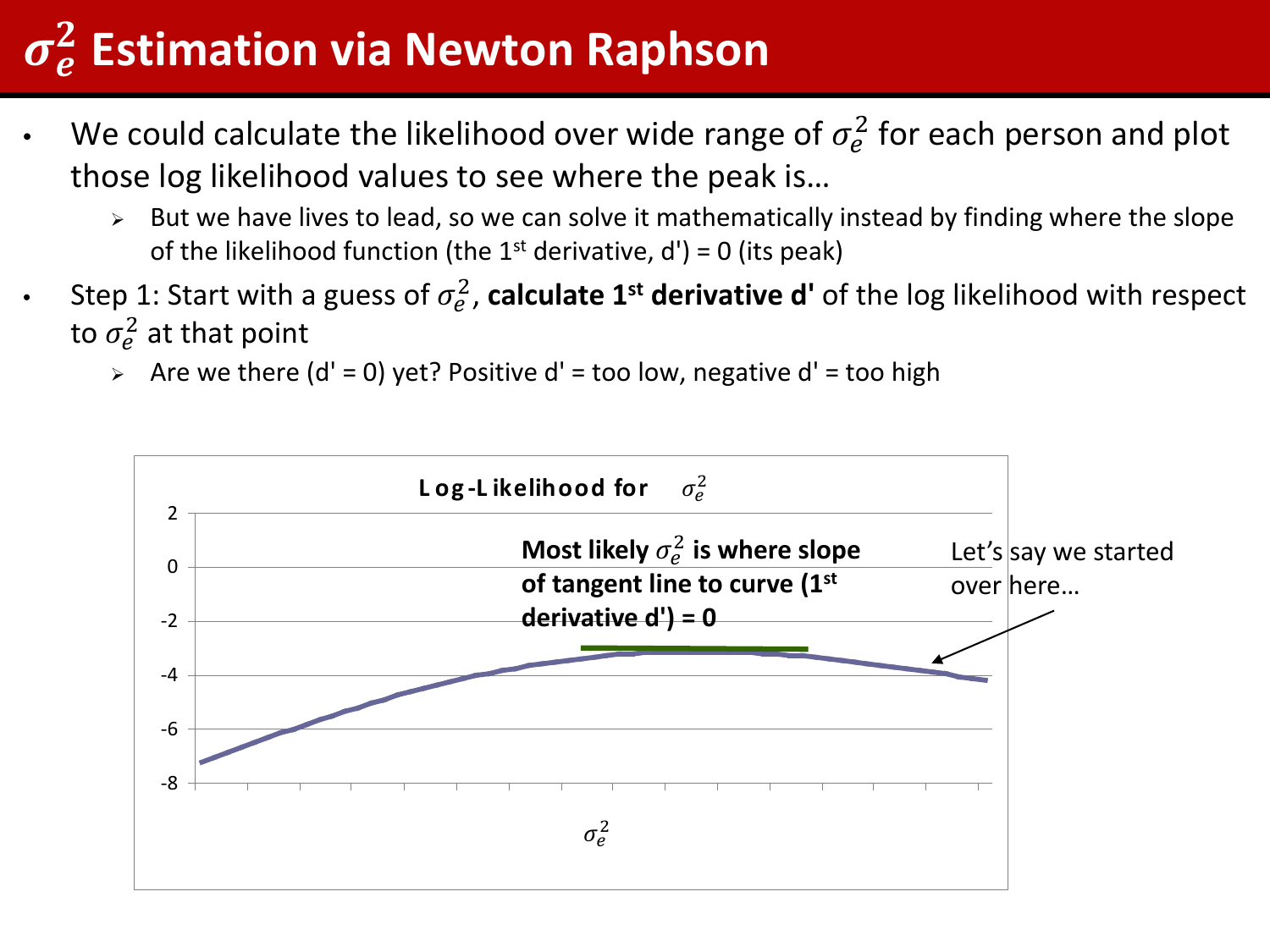# $\sigma_e^2$ Estimation via Newton Raphson

- We could calculate the likelihood over wide range of $\sigma_e^2$ for each person and plot those log likelihood values to see where the peak is…
  - But we have lives to lead, so we can solve it mathematically instead by finding where the slope of the likelihood function (the 1st derivative, d') = 0 (its peak)
- Step 1: Start with a guess of $\sigma_e^2$, **calculate 1st derivative d'** of the log likelihood with respect to $\sigma_e^2$ at that point
  - Are we there (d' = 0) yet? Positive d' = too low, negative d' = too high

**Log-Likelihood for $\sigma_e^2$**

**Most likely $\sigma_e^2$ is where slope of tangent line to curve (1st derivative d') = 0**

Let's say we started over here…

$\sigma_e^2$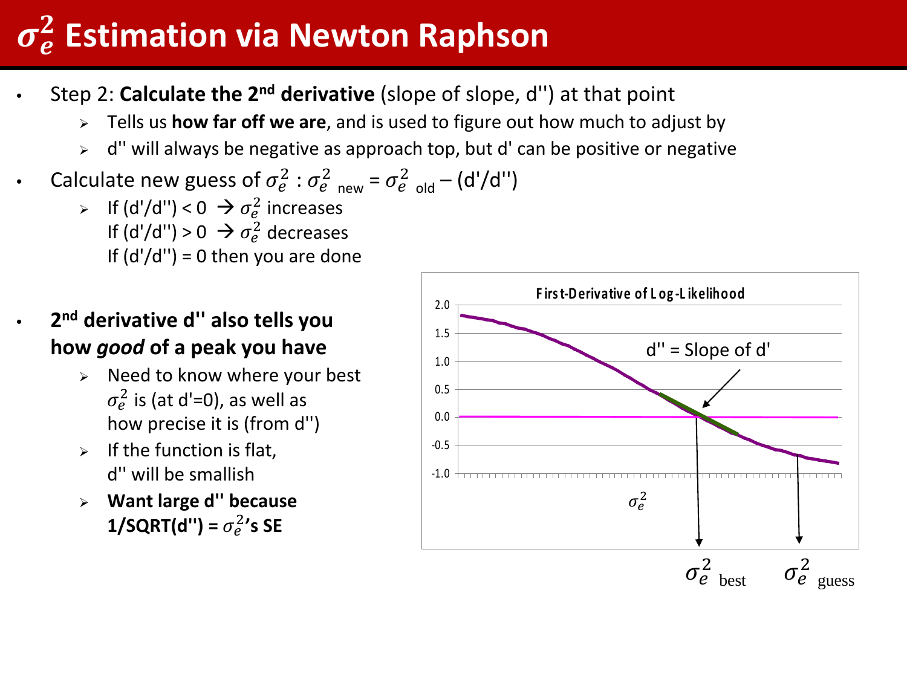# $\sigma_e^2$ Estimation via Newton Raphson

- Step 2: **Calculate the 2[nd] derivative** (slope of slope, d'') at that point
  - Tells us **how far off we are**, and is used to figure out how much to adjust by
  - d'' will always be negative as approach top, but d' can be positive or negative
- Calculate new guess of $\sigma_e^2$ : $\sigma_e^2$ new = $\sigma_e^2$ old – (d'/d'')
  - If (d'/d'') < 0 → $\sigma_e^2$ increases
    If (d'/d'') > 0 → $\sigma_e^2$ decreases
    If (d'/d'') = 0 then you are done
- **2[nd] derivative d'' also tells you how *good* of a peak you have**
  - Need to know where your best $\sigma_e^2$ is (at d'=0), as well as how precise it is (from d'')
  - If the function is flat, d'' will be smallish
  - **Want large d'' because 1/SQRT(d'') = $\sigma_e^2$'s SE**

First-Derivative of Log-Likelihood

d'' = Slope of d'

$\sigma_e^2$

$\sigma_e^2$ best    $\sigma_e^2$ guess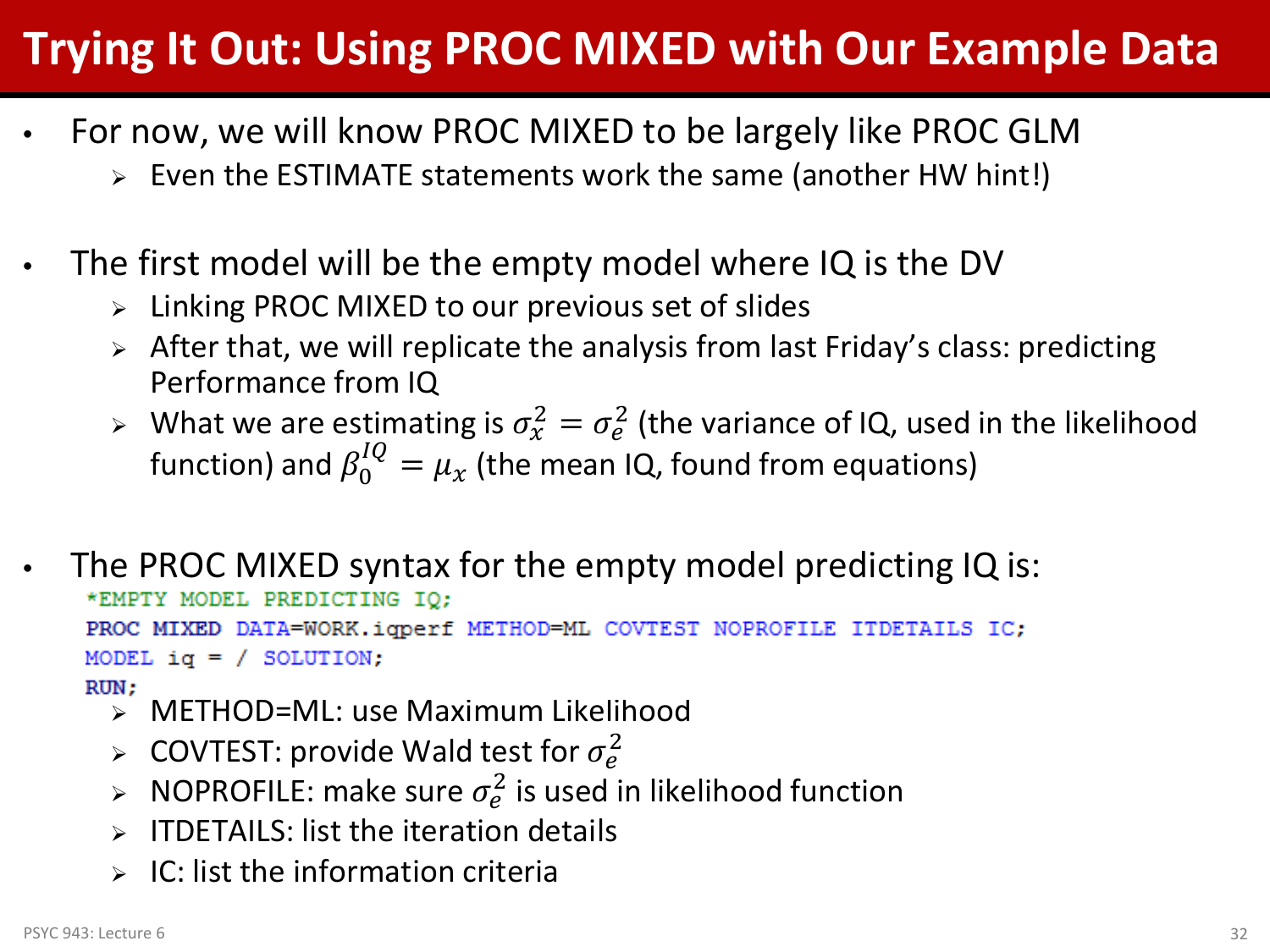# Trying It Out: Using PROC MIXED with Our Example Data

- For now, we will know PROC MIXED to be largely like PROC GLM
  - Even the ESTIMATE statements work the same (another HW hint!)

- The first model will be the empty model where IQ is the DV
  - Linking PROC MIXED to our previous set of slides
  - After that, we will replicate the analysis from last Friday's class: predicting Performance from IQ
  - What we are estimating is $\sigma_x^2 = \sigma_e^2$ (the variance of IQ, used in the likelihood function) and $\beta_0^{IQ} = \mu_x$ (the mean IQ, found from equations)

- The PROC MIXED syntax for the empty model predicting IQ is:

```
*EMPTY MODEL PREDICTING IQ;
PROC MIXED DATA=WORK.iqperf METHOD=ML COVTEST NOPROFILE ITDETAILS IC;
MODEL iq = / SOLUTION;
RUN;
```

  - METHOD=ML: use Maximum Likelihood
  - COVTEST: provide Wald test for $\sigma_e^2$
  - NOPROFILE: make sure $\sigma_e^2$ is used in likelihood function
  - ITDETAILS: list the iteration details
  - IC: list the information criteria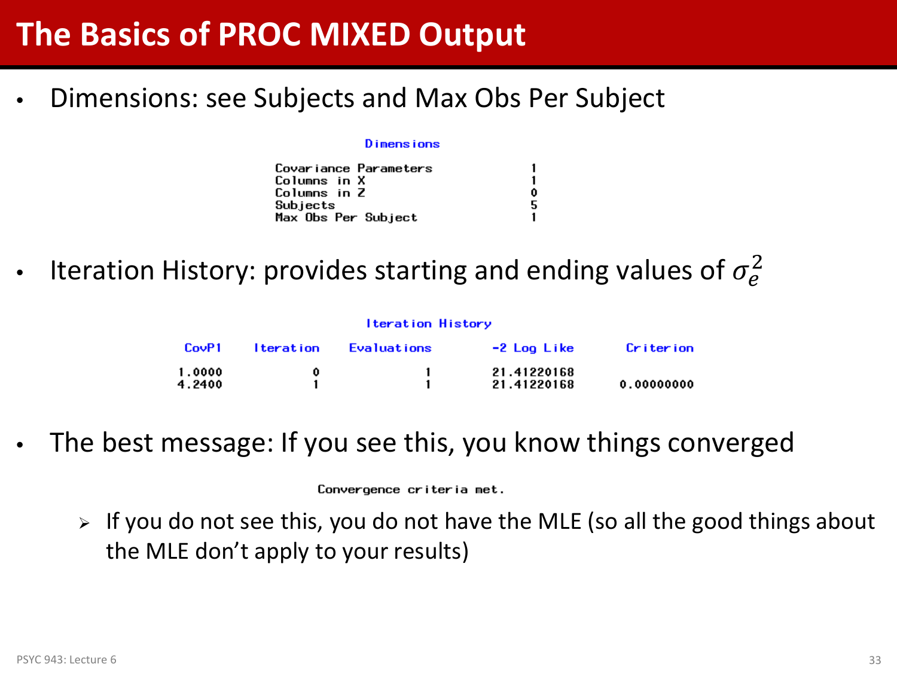# The Basics of PROC MIXED Output

- Dimensions: see Subjects and Max Obs Per Subject

**Dimensions**

| | |
|---|---|
| Covariance Parameters | 1 |
| Columns in X | 1 |
| Columns in Z | 0 |
| Subjects | 5 |
| Max Obs Per Subject | 1 |

- Iteration History: provides starting and ending values of $\sigma_e^2$

**Iteration History**

| CovP1 | Iteration | Evaluations | -2 Log Like | Criterion |
|---|---|---|---|---|
| 1.0000 | 0 | 1 | 21.41220168 | |
| 4.2400 | 1 | 1 | 21.41220168 | 0.00000000 |

- The best message: If you see this, you know things converged

```
Convergence criteria met.
```

  - If you do not see this, you do not have the MLE (so all the good things about the MLE don't apply to your results)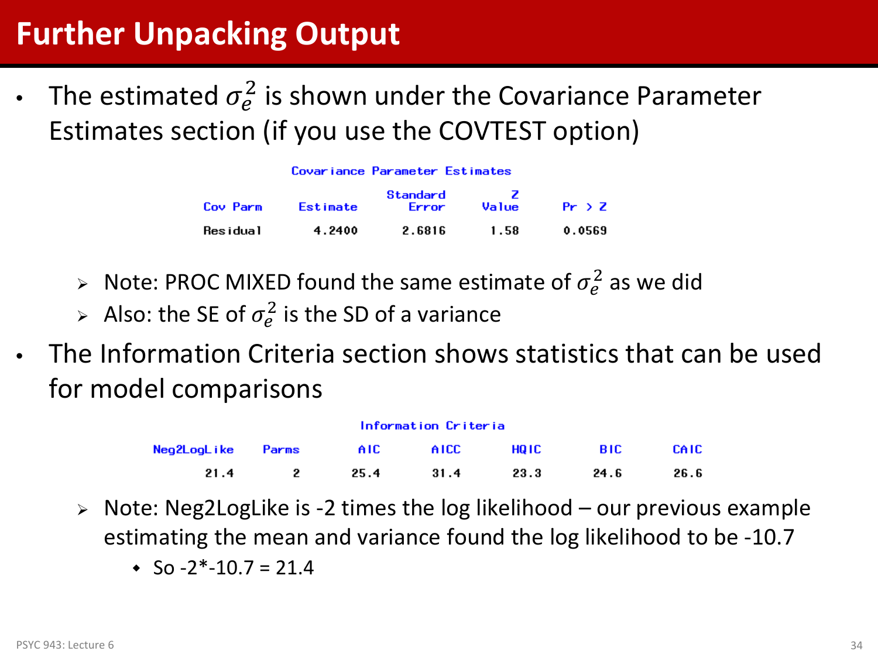# Further Unpacking Output

- The estimated $\sigma_e^2$ is shown under the Covariance Parameter Estimates section (if you use the COVTEST option)

**Covariance Parameter Estimates**

| Cov Parm | Estimate | Standard Error | Z Value | Pr > Z |
|---|---|---|---|---|
| Residual | 4.2400 | 2.6816 | 1.58 | 0.0569 |

  - Note: PROC MIXED found the same estimate of $\sigma_e^2$ as we did
  - Also: the SE of $\sigma_e^2$ is the SD of a variance

- The Information Criteria section shows statistics that can be used for model comparisons

**Information Criteria**

| Neg2LogLike | Parms | AIC | AICC | HQIC | BIC | CAIC |
|---|---|---|---|---|---|---|
| 21.4 | 2 | 25.4 | 31.4 | 23.3 | 24.6 | 26.6 |

  - Note: Neg2LogLike is -2 times the log likelihood – our previous example estimating the mean and variance found the log likelihood to be -10.7
    - So -2*-10.7 = 21.4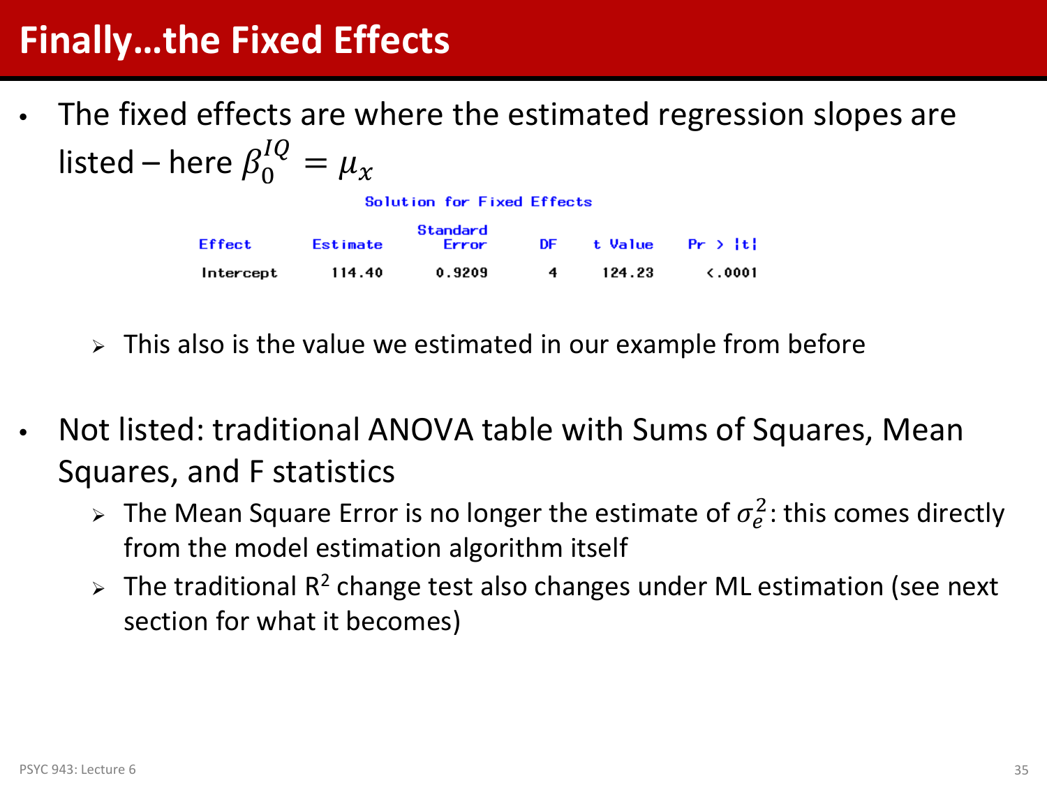# Finally…the Fixed Effects

- The fixed effects are where the estimated regression slopes are listed – here $\beta_0^{IQ} = \mu_x$

**Solution for Fixed Effects**

| Effect | Estimate | Standard Error | DF | t Value | Pr > \|t\| |
|---|---|---|---|---|---|
| Intercept | 114.40 | 0.9209 | 4 | 124.23 | <.0001 |

  - This also is the value we estimated in our example from before

- Not listed: traditional ANOVA table with Sums of Squares, Mean Squares, and F statistics
  - The Mean Square Error is no longer the estimate of $\sigma_e^2$: this comes directly from the model estimation algorithm itself
  - The traditional $R^2$ change test also changes under ML estimation (see next section for what it becomes)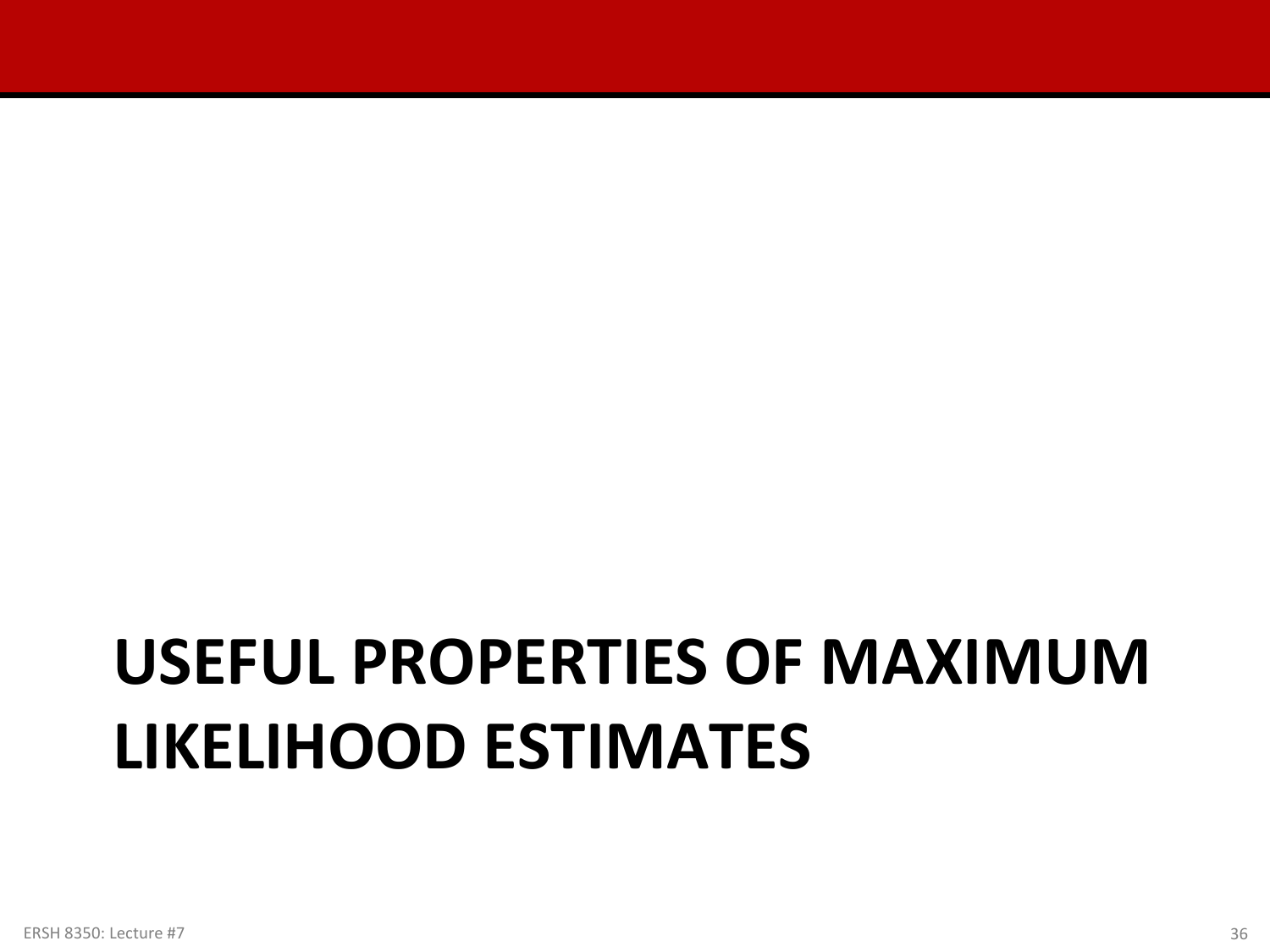# USEFUL PROPERTIES OF MAXIMUM LIKELIHOOD ESTIMATES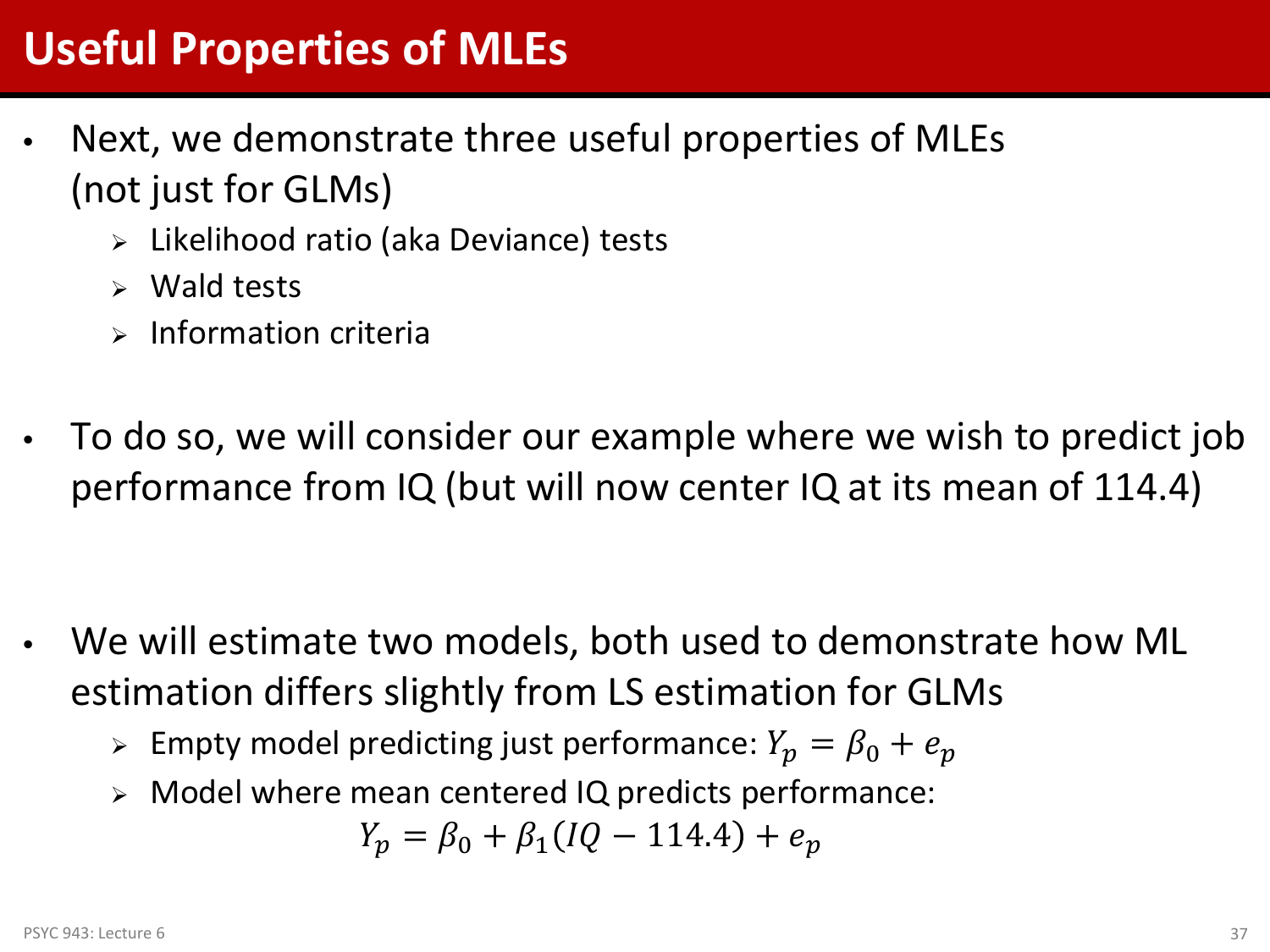# Useful Properties of MLEs

- Next, we demonstrate three useful properties of MLEs (not just for GLMs)
  - Likelihood ratio (aka Deviance) tests
  - Wald tests
  - Information criteria

- To do so, we will consider our example where we wish to predict job performance from IQ (but will now center IQ at its mean of 114.4)

- We will estimate two models, both used to demonstrate how ML estimation differs slightly from LS estimation for GLMs
  - Empty model predicting just performance: $Y_p = \beta_0 + e_p$
  - Model where mean centered IQ predicts performance:

$$Y_p = \beta_0 + \beta_1(IQ - 114.4) + e_p$$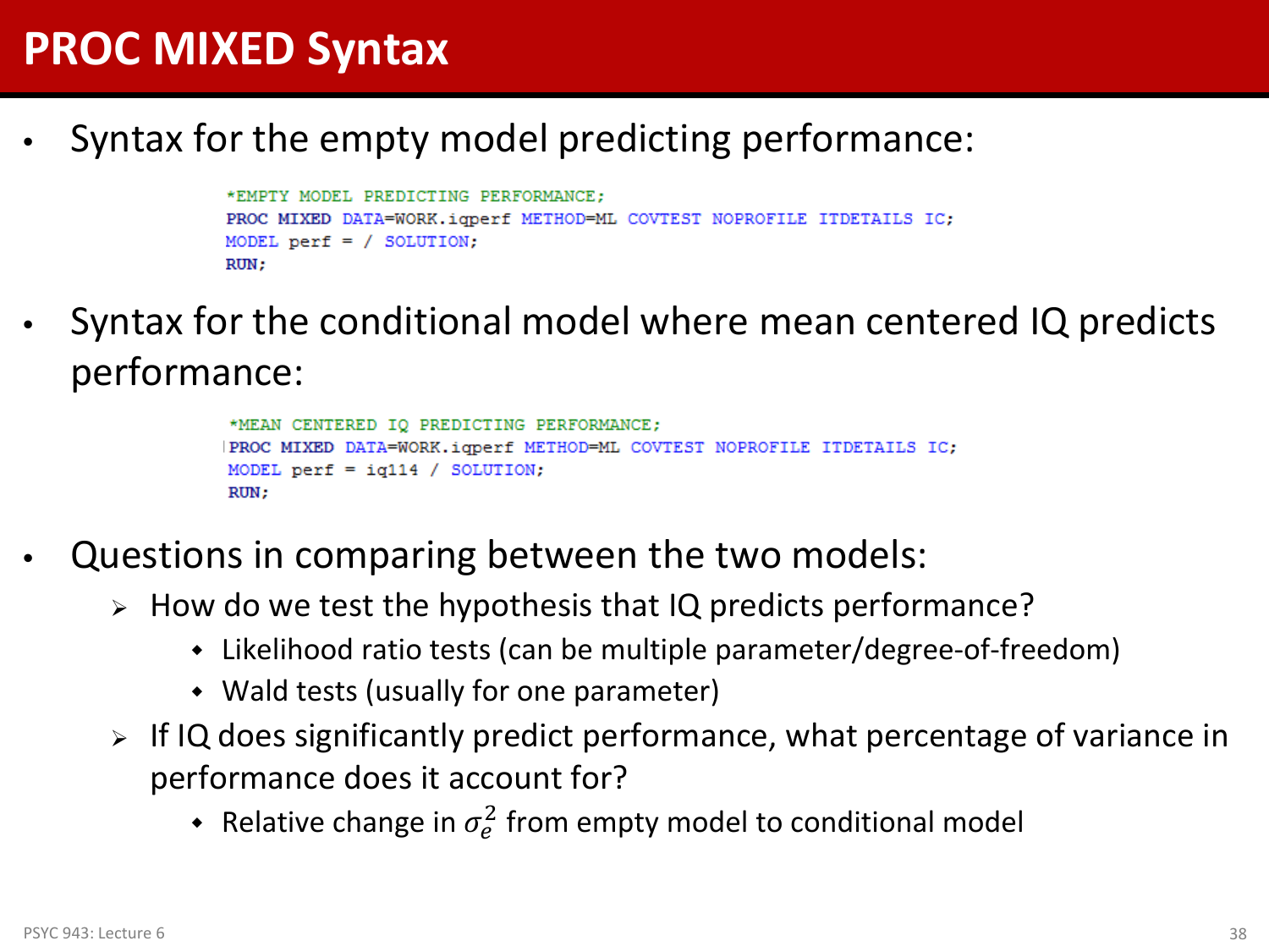# PROC MIXED Syntax

- Syntax for the empty model predicting performance:

```
*EMPTY MODEL PREDICTING PERFORMANCE;
PROC MIXED DATA=WORK.iqperf METHOD=ML COVTEST NOPROFILE ITDETAILS IC;
MODEL perf = / SOLUTION;
RUN;
```

- Syntax for the conditional model where mean centered IQ predicts performance:

```
*MEAN CENTERED IQ PREDICTING PERFORMANCE;
PROC MIXED DATA=WORK.iqperf METHOD=ML COVTEST NOPROFILE ITDETAILS IC;
MODEL perf = iq114 / SOLUTION;
RUN;
```

- Questions in comparing between the two models:
  - How do we test the hypothesis that IQ predicts performance?
    - Likelihood ratio tests (can be multiple parameter/degree-of-freedom)
    - Wald tests (usually for one parameter)
  - If IQ does significantly predict performance, what percentage of variance in performance does it account for?
    - Relative change in $\sigma_e^2$ from empty model to conditional model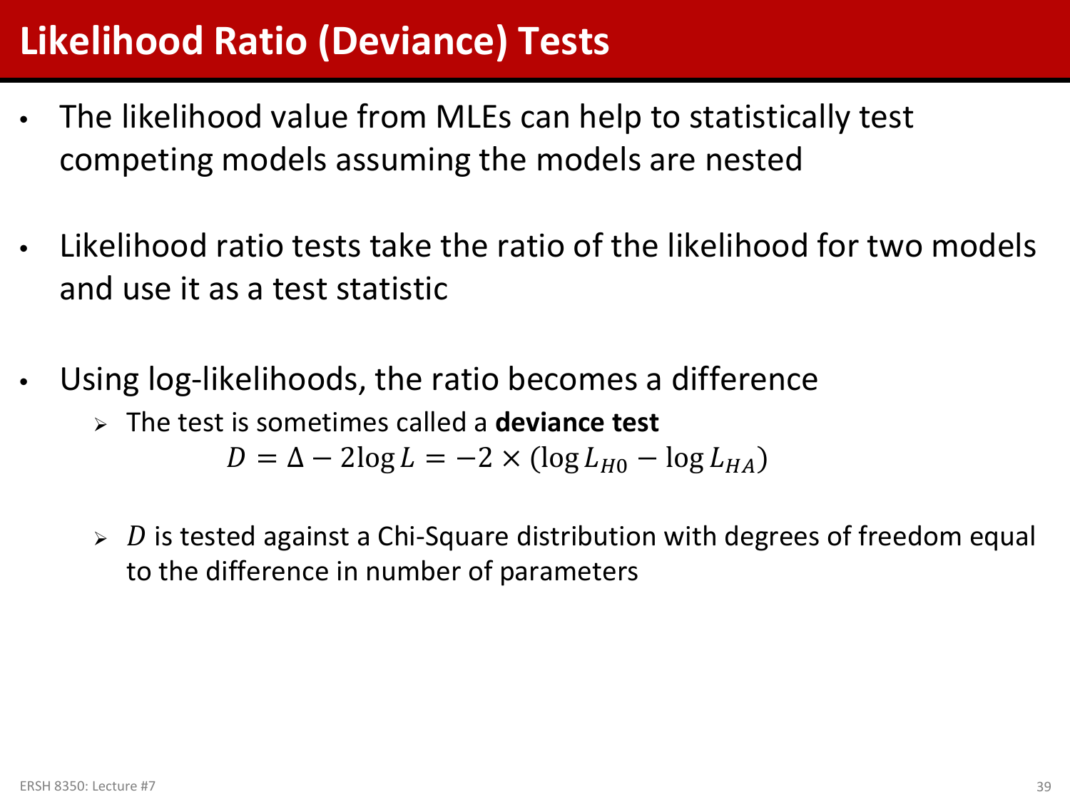# Likelihood Ratio (Deviance) Tests

- The likelihood value from MLEs can help to statistically test competing models assuming the models are nested

- Likelihood ratio tests take the ratio of the likelihood for two models and use it as a test statistic

- Using log-likelihoods, the ratio becomes a difference
  - The test is sometimes called a **deviance test**

$$D = \Delta - 2\log L = -2 \times (\log L_{H0} - \log L_{HA})$$

  - $D$ is tested against a Chi-Square distribution with degrees of freedom equal to the difference in number of parameters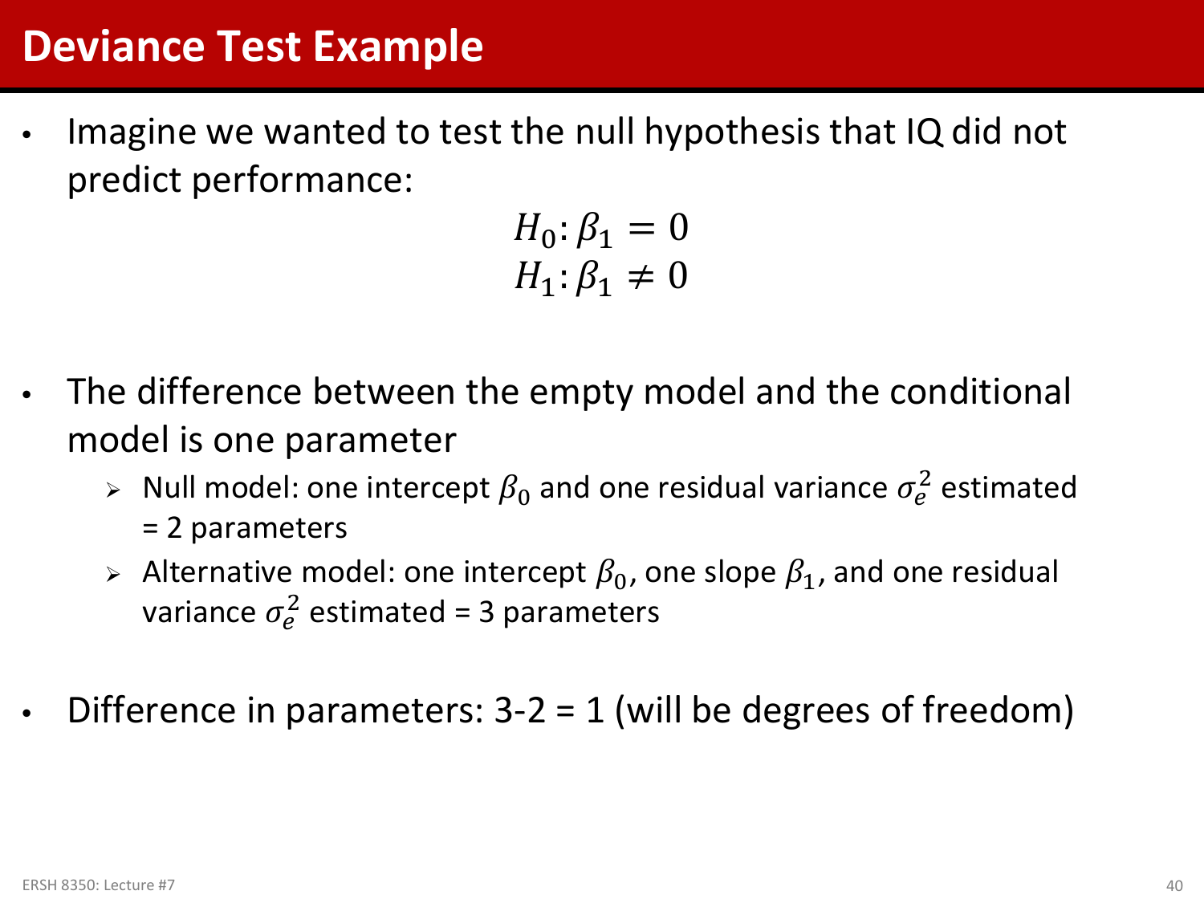# Deviance Test Example

- Imagine we wanted to test the null hypothesis that IQ did not predict performance:

$$H_0: \beta_1 = 0$$
$$H_1: \beta_1 \neq 0$$

- The difference between the empty model and the conditional model is one parameter
  - Null model: one intercept $\beta_0$ and one residual variance $\sigma_e^2$ estimated = 2 parameters
  - Alternative model: one intercept $\beta_0$, one slope $\beta_1$, and one residual variance $\sigma_e^2$ estimated = 3 parameters

- Difference in parameters: 3-2 = 1 (will be degrees of freedom)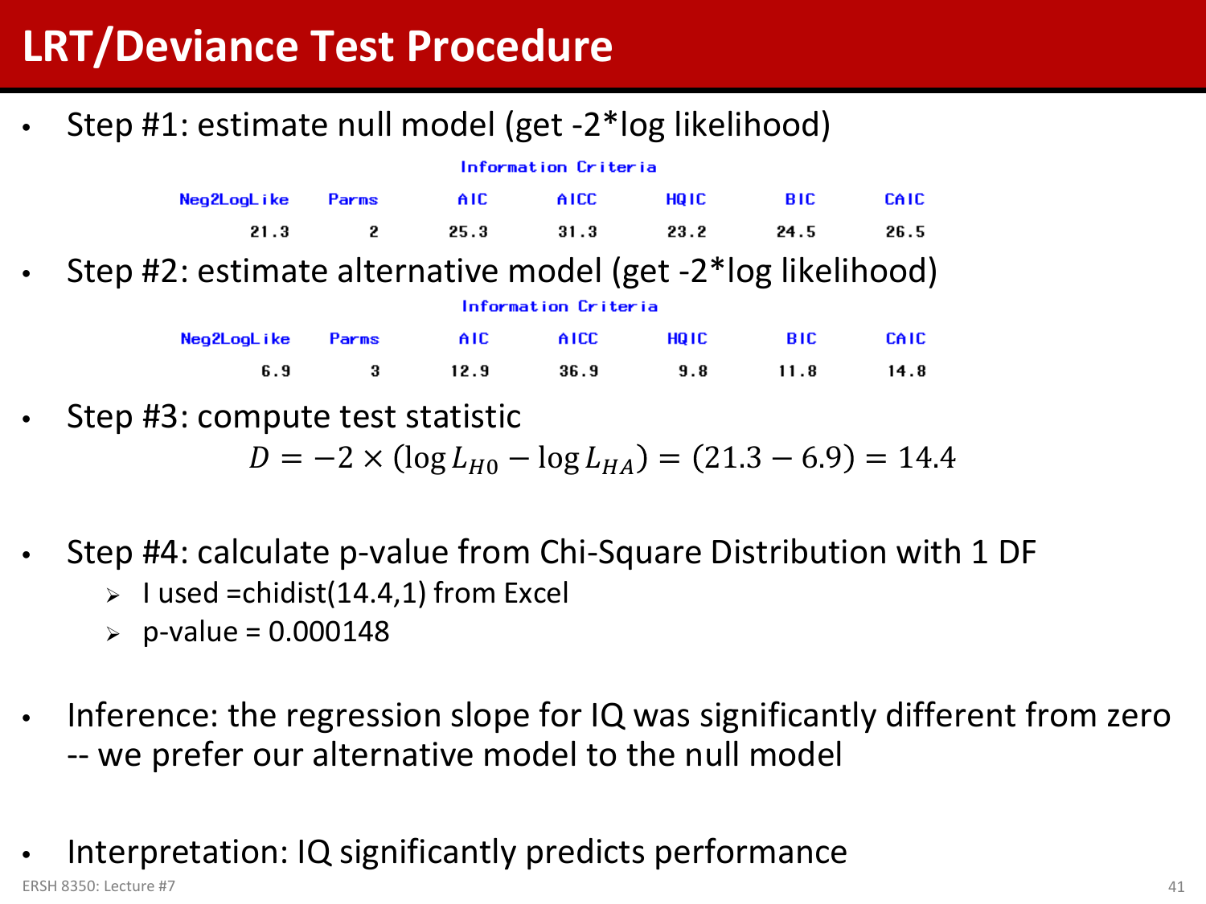# LRT/Deviance Test Procedure

- Step #1: estimate null model (get -2*log likelihood)

**Information Criteria**

| Neg2LogLike | Parms | AIC | AICC | HQIC | BIC | CAIC |
|---|---|---|---|---|---|---|
| 21.3 | 2 | 25.3 | 31.3 | 23.2 | 24.5 | 26.5 |

- Step #2: estimate alternative model (get -2*log likelihood)

**Information Criteria**

| Neg2LogLike | Parms | AIC | AICC | HQIC | BIC | CAIC |
|---|---|---|---|---|---|---|
| 6.9 | 3 | 12.9 | 36.9 | 9.8 | 11.8 | 14.8 |

- Step #3: compute test statistic

$$D = -2 \times (\log L_{H0} - \log L_{HA}) = (21.3 - 6.9) = 14.4$$

- Step #4: calculate p-value from Chi-Square Distribution with 1 DF
  - I used =chidist(14.4,1) from Excel
  - p-value = 0.000148

- Inference: the regression slope for IQ was significantly different from zero -- we prefer our alternative model to the null model

- Interpretation: IQ significantly predicts performance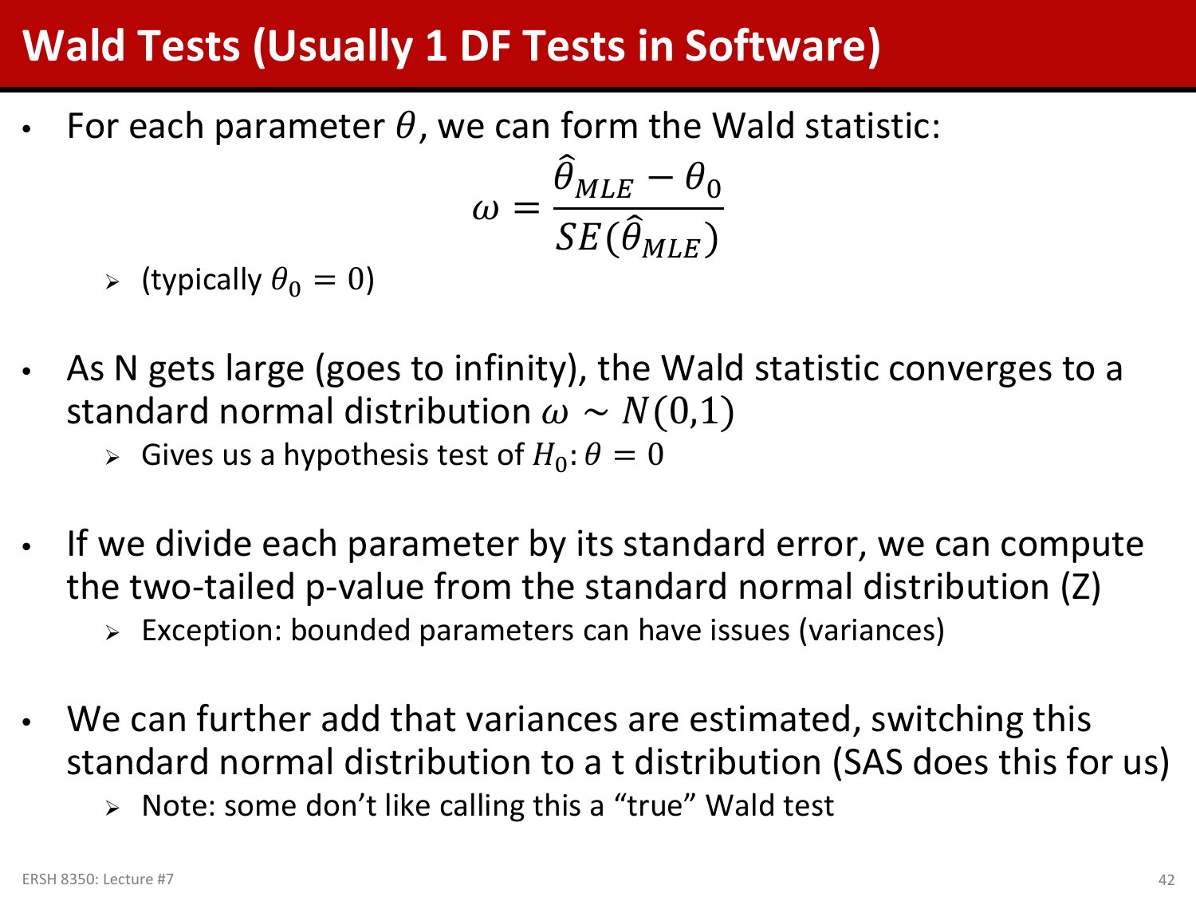# Wald Tests (Usually 1 DF Tests in Software)

- For each parameter $\theta$, we can form the Wald statistic:

$$\omega = \frac{\hat{\theta}_{MLE} - \theta_0}{SE(\hat{\theta}_{MLE})}$$

  - (typically $\theta_0 = 0$)

- As N gets large (goes to infinity), the Wald statistic converges to a standard normal distribution $\omega \sim N(0,1)$
  - Gives us a hypothesis test of $H_0: \theta = 0$

- If we divide each parameter by its standard error, we can compute the two-tailed p-value from the standard normal distribution (Z)
  - Exception: bounded parameters can have issues (variances)

- We can further add that variances are estimated, switching this standard normal distribution to a t distribution (SAS does this for us)
  - Note: some don't like calling this a "true" Wald test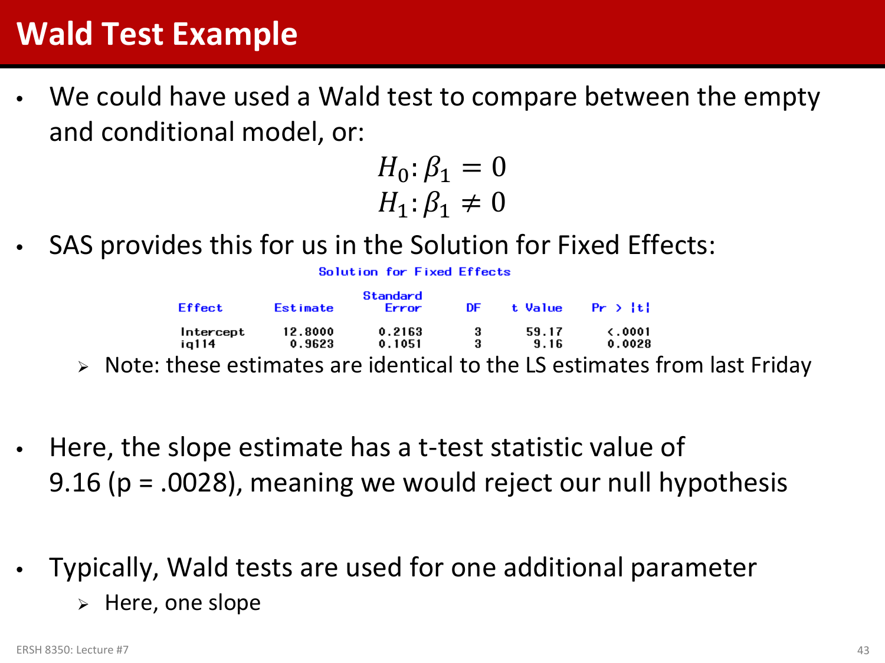# Wald Test Example

- We could have used a Wald test to compare between the empty and conditional model, or:

$$H_0: \beta_1 = 0$$
$$H_1: \beta_1 \neq 0$$

- SAS provides this for us in the Solution for Fixed Effects:

**Solution for Fixed Effects**

| Effect | Estimate | Standard Error | DF | t Value | Pr > \|t\| |
|---|---|---|---|---|---|
| Intercept | 12.8000 | 0.2163 | 3 | 59.17 | <.0001 |
| iq114 | 0.9623 | 0.1051 | 3 | 9.16 | 0.0028 |

  - Note: these estimates are identical to the LS estimates from last Friday

- Here, the slope estimate has a t-test statistic value of 9.16 (p = .0028), meaning we would reject our null hypothesis

- Typically, Wald tests are used for one additional parameter
  - Here, one slope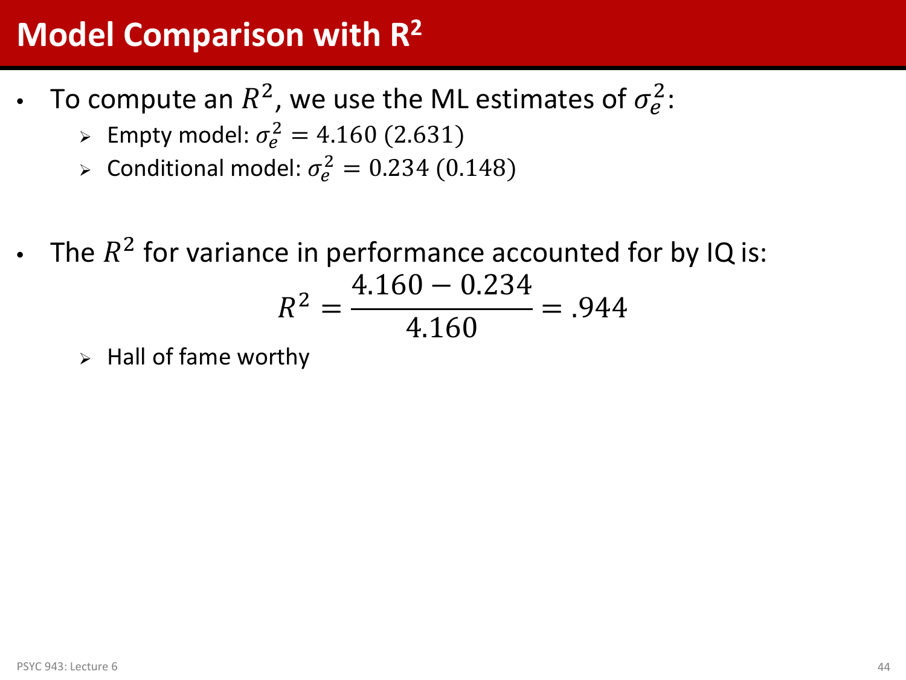# Model Comparison with $R^2$

- To compute an $R^2$, we use the ML estimates of $\sigma_e^2$:
  - Empty model: $\sigma_e^2 = 4.160\ (2.631)$
  - Conditional model: $\sigma_e^2 = 0.234\ (0.148)$

- The $R^2$ for variance in performance accounted for by IQ is:

$$R^2 = \frac{4.160 - 0.234}{4.160} = .944$$

  - Hall of fame worthy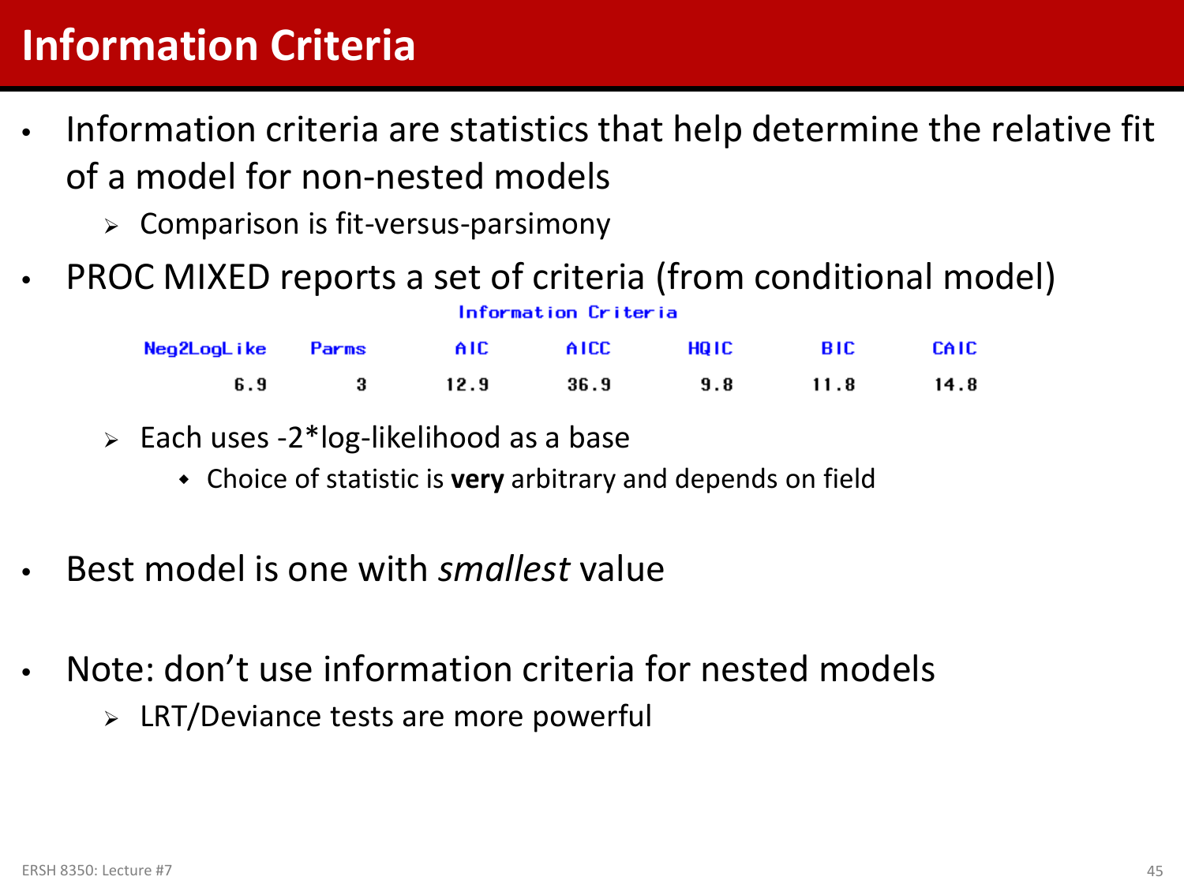# Information Criteria

- Information criteria are statistics that help determine the relative fit of a model for non-nested models
  - Comparison is fit-versus-parsimony
- PROC MIXED reports a set of criteria (from conditional model)

**Information Criteria**

| Neg2LogLike | Parms | AIC | AICC | HQIC | BIC | CAIC |
|---|---|---|---|---|---|---|
| 6.9 | 3 | 12.9 | 36.9 | 9.8 | 11.8 | 14.8 |

  - Each uses -2*log-likelihood as a base
    - Choice of statistic is **very** arbitrary and depends on field
- Best model is one with *smallest* value
- Note: don’t use information criteria for nested models
  - LRT/Deviance tests are more powerful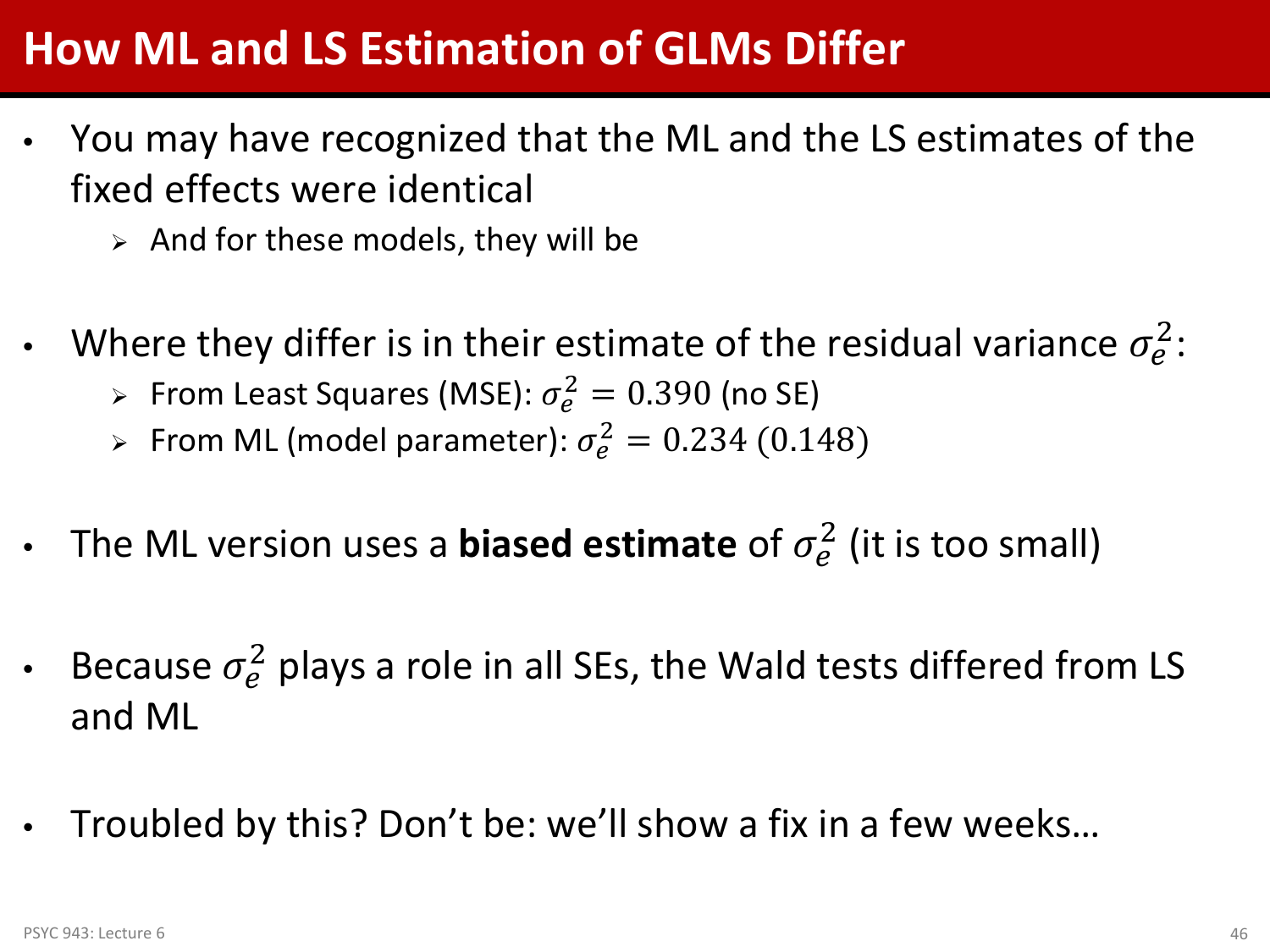# How ML and LS Estimation of GLMs Differ

- You may have recognized that the ML and the LS estimates of the fixed effects were identical
  - And for these models, they will be

- Where they differ is in their estimate of the residual variance $\sigma_e^2$:
  - From Least Squares (MSE): $\sigma_e^2 = 0.390$ (no SE)
  - From ML (model parameter): $\sigma_e^2 = 0.234\ (0.148)$

- The ML version uses a **biased estimate** of $\sigma_e^2$ (it is too small)

- Because $\sigma_e^2$ plays a role in all SEs, the Wald tests differed from LS and ML

- Troubled by this? Don't be: we'll show a fix in a few weeks…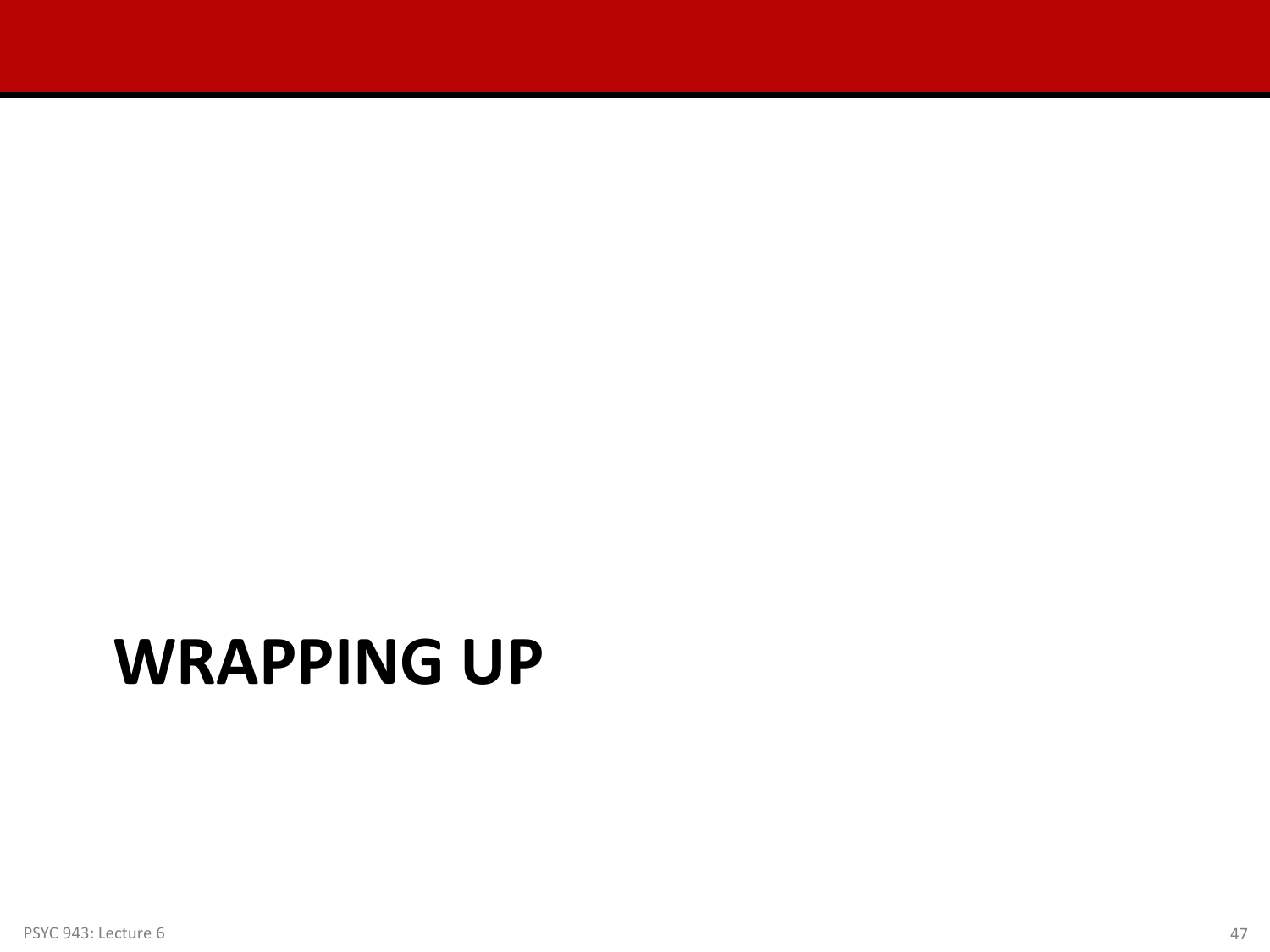# WRAPPING UP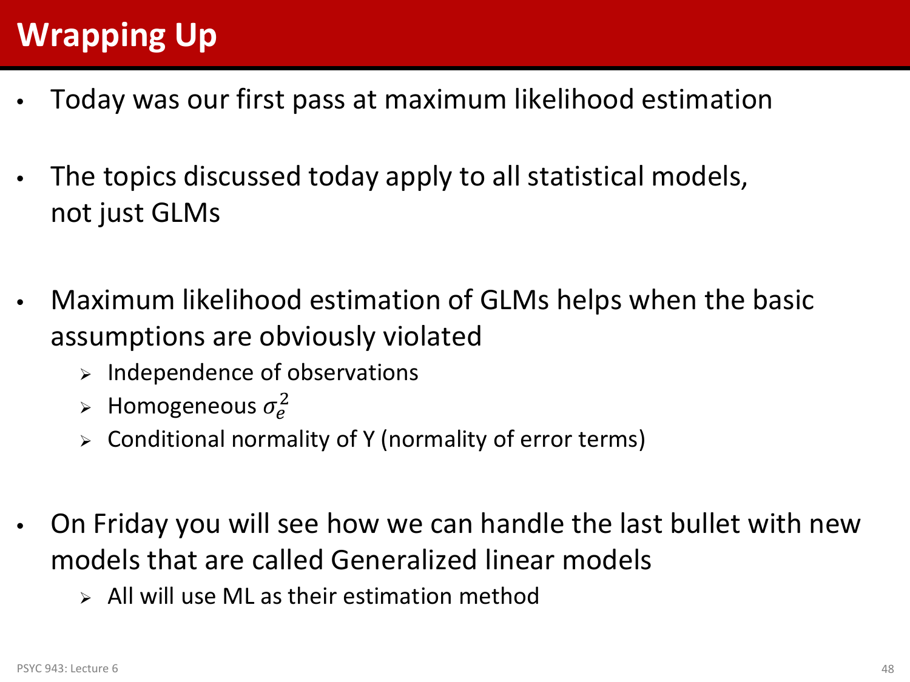# Wrapping Up

- Today was our first pass at maximum likelihood estimation
- The topics discussed today apply to all statistical models, not just GLMs
- Maximum likelihood estimation of GLMs helps when the basic assumptions are obviously violated
  - Independence of observations
  - Homogeneous $\sigma_e^2$
  - Conditional normality of Y (normality of error terms)
- On Friday you will see how we can handle the last bullet with new models that are called Generalized linear models
  - All will use ML as their estimation method